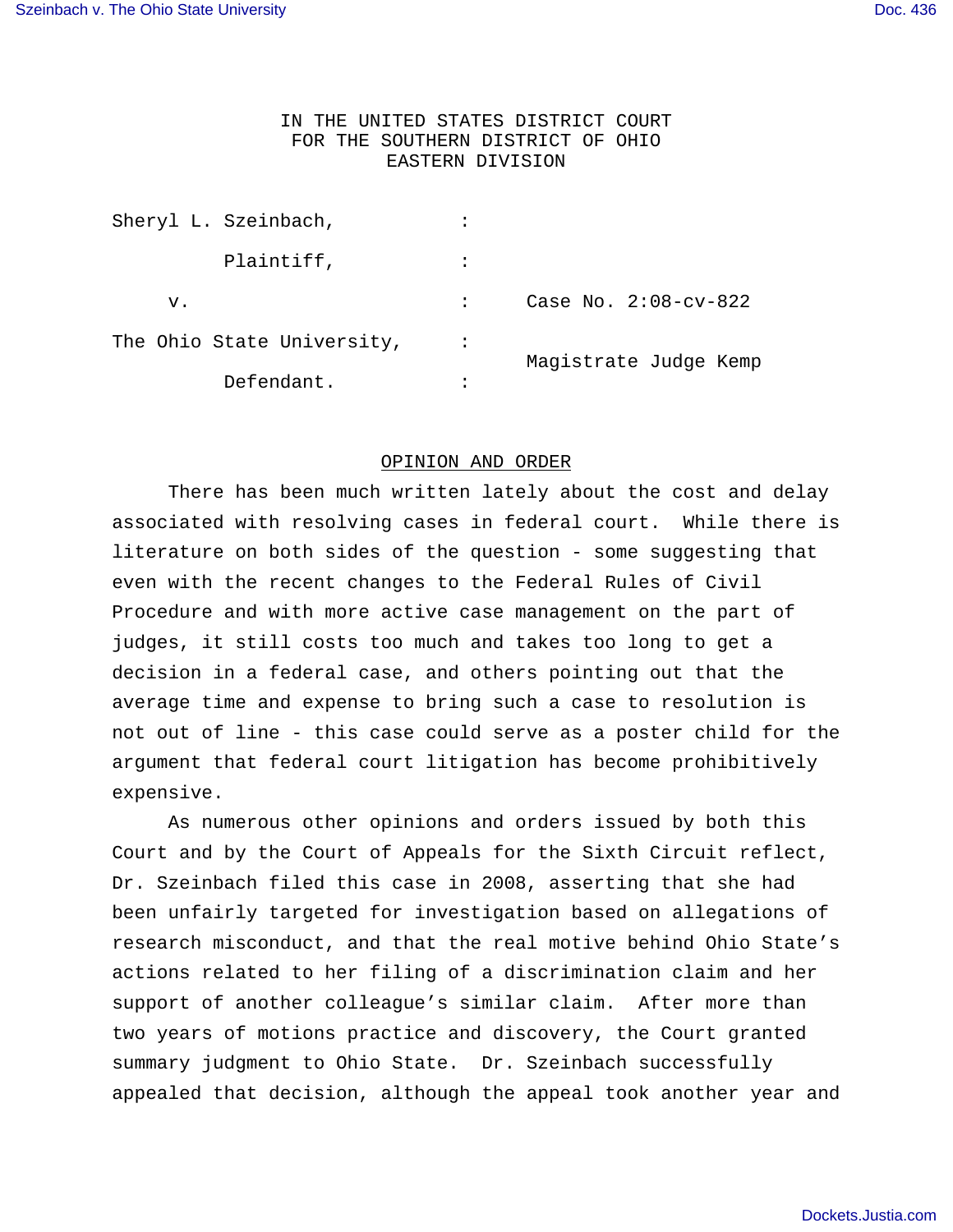IN THE UNITED STATES DISTRICT COURT
FOR THE SOUTHERN DISTRICT OF OHIO
EASTERN DIVISION

Sheryl L. Szeinbach, :

Plaintiff, :

v. : Case No. 2:08-cv-822

The Ohio State University, :

Magistrate Judge Kemp

Defendant. :

## OPINION AND ORDER

There has been much written lately about the cost and delay associated with resolving cases in federal court. While there is literature on both sides of the question - some suggesting that even with the recent changes to the Federal Rules of Civil Procedure and with more active case management on the part of judges, it still costs too much and takes too long to get a decision in a federal case, and others pointing out that the average time and expense to bring such a case to resolution is not out of line - this case could serve as a poster child for the argument that federal court litigation has become prohibitively expensive.

As numerous other opinions and orders issued by both this Court and by the Court of Appeals for the Sixth Circuit reflect, Dr. Szeinbach filed this case in 2008, asserting that she had been unfairly targeted for investigation based on allegations of research misconduct, and that the real motive behind Ohio State's actions related to her filing of a discrimination claim and her support of another colleague's similar claim. After more than two years of motions practice and discovery, the Court granted summary judgment to Ohio State. Dr. Szeinbach successfully appealed that decision, although the appeal took another year and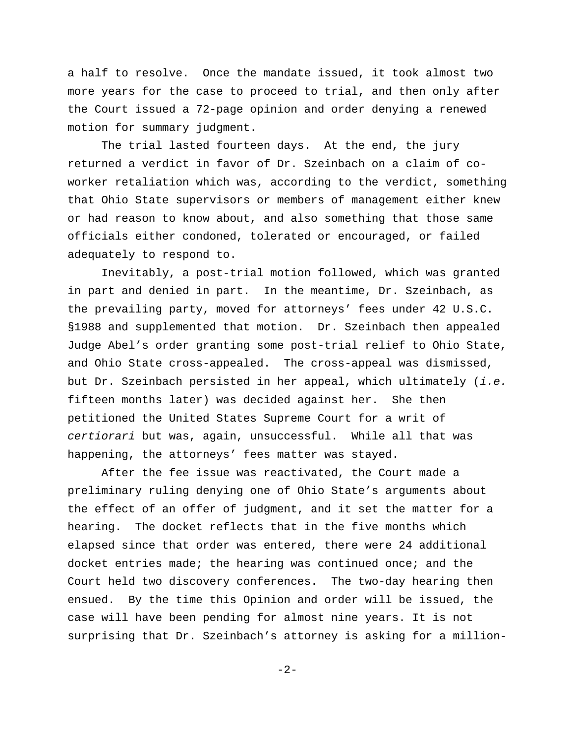a half to resolve. Once the mandate issued, it took almost two more years for the case to proceed to trial, and then only after the Court issued a 72-page opinion and order denying a renewed motion for summary judgment.

The trial lasted fourteen days. At the end, the jury returned a verdict in favor of Dr. Szeinbach on a claim of co-worker retaliation which was, according to the verdict, something that Ohio State supervisors or members of management either knew or had reason to know about, and also something that those same officials either condoned, tolerated or encouraged, or failed adequately to respond to.

Inevitably, a post-trial motion followed, which was granted in part and denied in part. In the meantime, Dr. Szeinbach, as the prevailing party, moved for attorneys' fees under 42 U.S.C. §1988 and supplemented that motion. Dr. Szeinbach then appealed Judge Abel's order granting some post-trial relief to Ohio State, and Ohio State cross-appealed. The cross-appeal was dismissed, but Dr. Szeinbach persisted in her appeal, which ultimately (*i.e.* fifteen months later) was decided against her. She then petitioned the United States Supreme Court for a writ of *certiorari* but was, again, unsuccessful. While all that was happening, the attorneys' fees matter was stayed.

After the fee issue was reactivated, the Court made a preliminary ruling denying one of Ohio State's arguments about the effect of an offer of judgment, and it set the matter for a hearing. The docket reflects that in the five months which elapsed since that order was entered, there were 24 additional docket entries made; the hearing was continued once; and the Court held two discovery conferences. The two-day hearing then ensued. By the time this Opinion and order will be issued, the case will have been pending for almost nine years. It is not surprising that Dr. Szeinbach's attorney is asking for a million-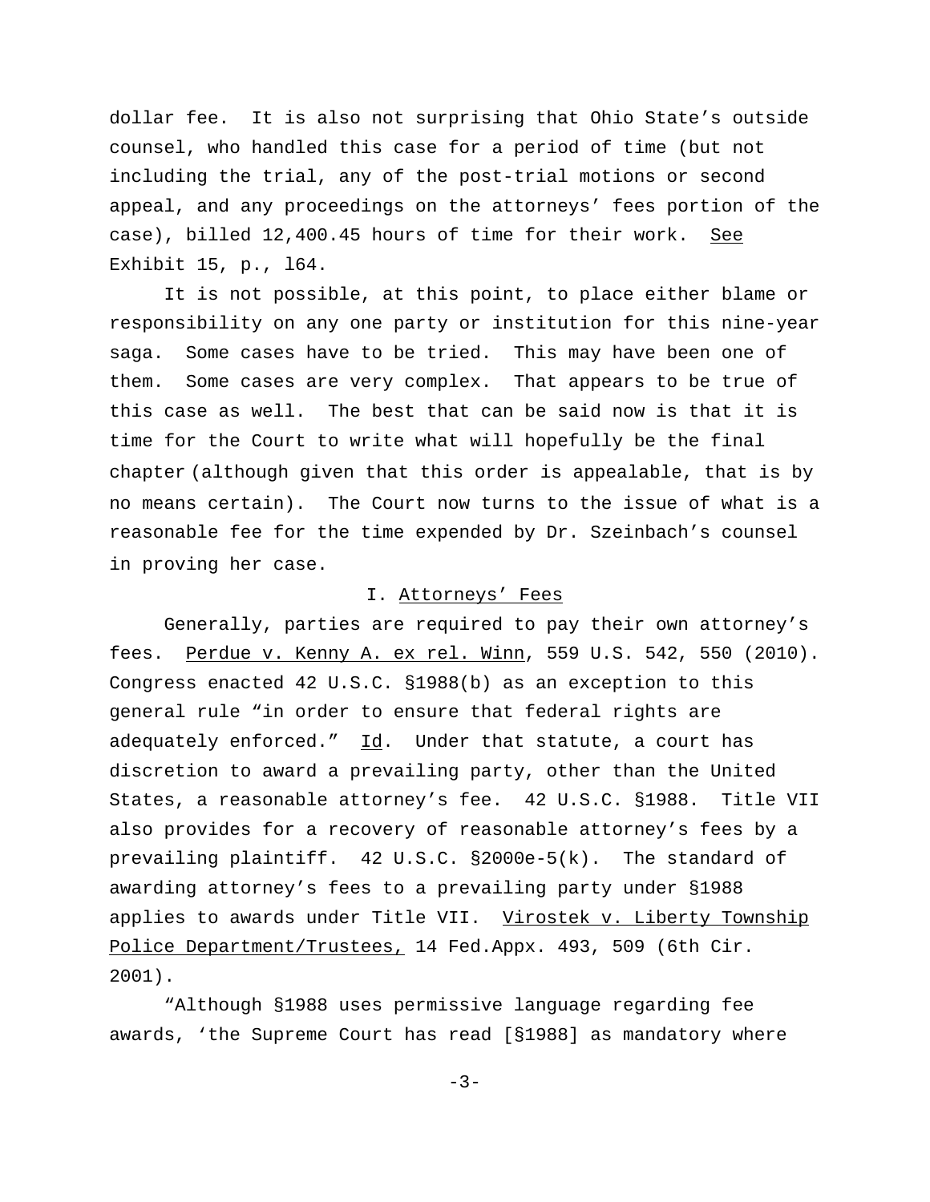dollar fee. It is also not surprising that Ohio State's outside counsel, who handled this case for a period of time (but not including the trial, any of the post-trial motions or second appeal, and any proceedings on the attorneys' fees portion of the case), billed 12,400.45 hours of time for their work. See Exhibit 15, p., l64.

It is not possible, at this point, to place either blame or responsibility on any one party or institution for this nine-year saga. Some cases have to be tried. This may have been one of them. Some cases are very complex. That appears to be true of this case as well. The best that can be said now is that it is time for the Court to write what will hopefully be the final chapter (although given that this order is appealable, that is by no means certain). The Court now turns to the issue of what is a reasonable fee for the time expended by Dr. Szeinbach's counsel in proving her case.

## I. Attorneys' Fees

Generally, parties are required to pay their own attorney's fees. Perdue v. Kenny A. ex rel. Winn, 559 U.S. 542, 550 (2010). Congress enacted 42 U.S.C. §1988(b) as an exception to this general rule "in order to ensure that federal rights are adequately enforced." Id. Under that statute, a court has discretion to award a prevailing party, other than the United States, a reasonable attorney's fee. 42 U.S.C. §1988. Title VII also provides for a recovery of reasonable attorney's fees by a prevailing plaintiff. 42 U.S.C. §2000e-5(k). The standard of awarding attorney's fees to a prevailing party under §1988 applies to awards under Title VII. Virostek v. Liberty Township Police Department/Trustees, 14 Fed.Appx. 493, 509 (6th Cir. 2001).

"Although §1988 uses permissive language regarding fee awards, 'the Supreme Court has read [§1988] as mandatory where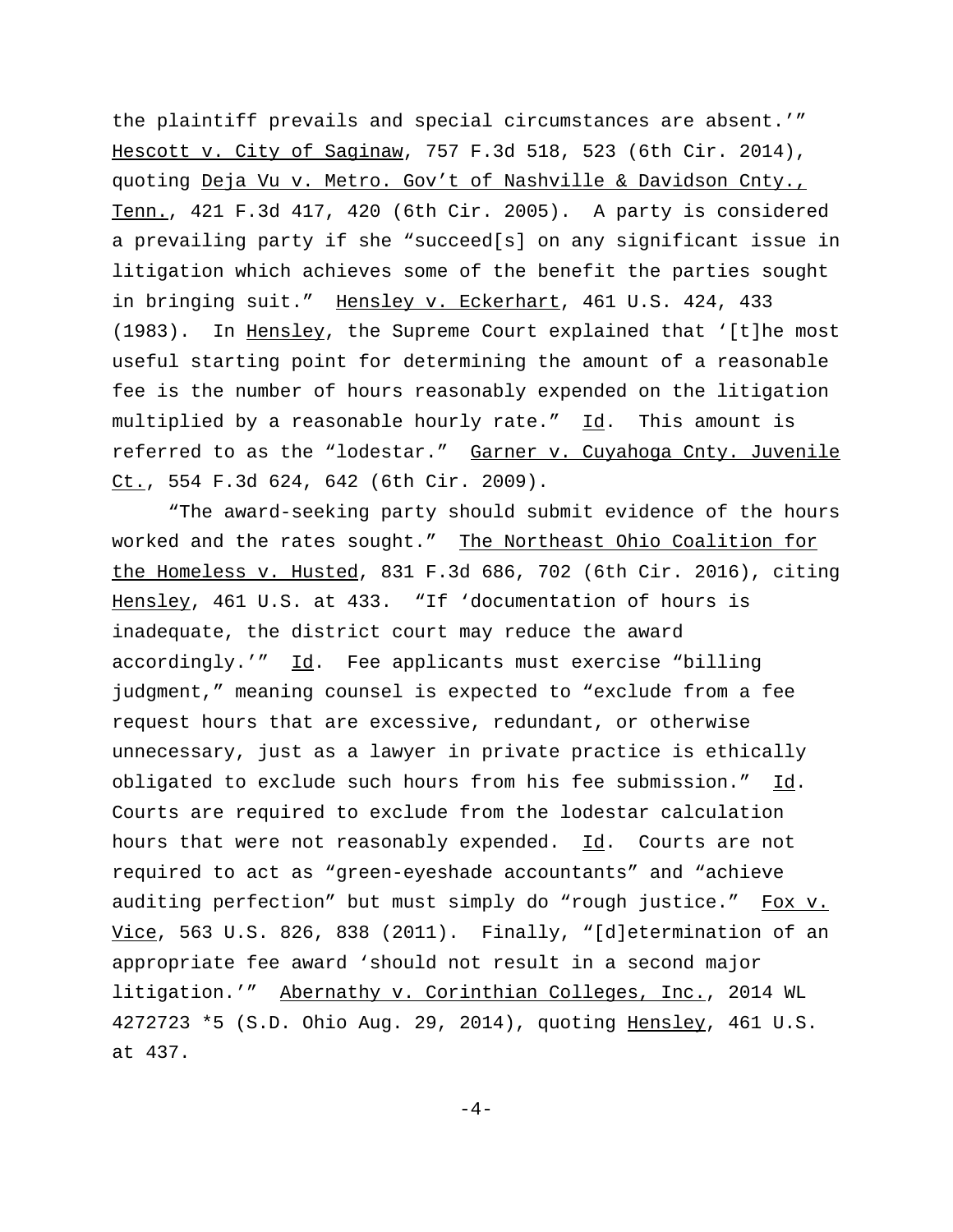the plaintiff prevails and special circumstances are absent.'" Hescott v. City of Saginaw, 757 F.3d 518, 523 (6th Cir. 2014), quoting Deja Vu v. Metro. Gov't of Nashville & Davidson Cnty., Tenn., 421 F.3d 417, 420 (6th Cir. 2005). A party is considered a prevailing party if she "succeed[s] on any significant issue in litigation which achieves some of the benefit the parties sought in bringing suit." Hensley v. Eckerhart, 461 U.S. 424, 433 (1983). In Hensley, the Supreme Court explained that '[t]he most useful starting point for determining the amount of a reasonable fee is the number of hours reasonably expended on the litigation multiplied by a reasonable hourly rate." Id. This amount is referred to as the "lodestar." Garner v. Cuyahoga Cnty. Juvenile Ct., 554 F.3d 624, 642 (6th Cir. 2009).

"The award-seeking party should submit evidence of the hours worked and the rates sought." The Northeast Ohio Coalition for the Homeless v. Husted, 831 F.3d 686, 702 (6th Cir. 2016), citing Hensley, 461 U.S. at 433. "If 'documentation of hours is inadequate, the district court may reduce the award accordingly.'" Id. Fee applicants must exercise "billing judgment," meaning counsel is expected to "exclude from a fee request hours that are excessive, redundant, or otherwise unnecessary, just as a lawyer in private practice is ethically obligated to exclude such hours from his fee submission." Id. Courts are required to exclude from the lodestar calculation hours that were not reasonably expended. Id. Courts are not required to act as "green-eyeshade accountants" and "achieve auditing perfection" but must simply do "rough justice." Fox v. Vice, 563 U.S. 826, 838 (2011). Finally, "[d]etermination of an appropriate fee award 'should not result in a second major litigation.'" Abernathy v. Corinthian Colleges, Inc., 2014 WL 4272723 *5 (S.D. Ohio Aug. 29, 2014), quoting Hensley, 461 U.S. at 437.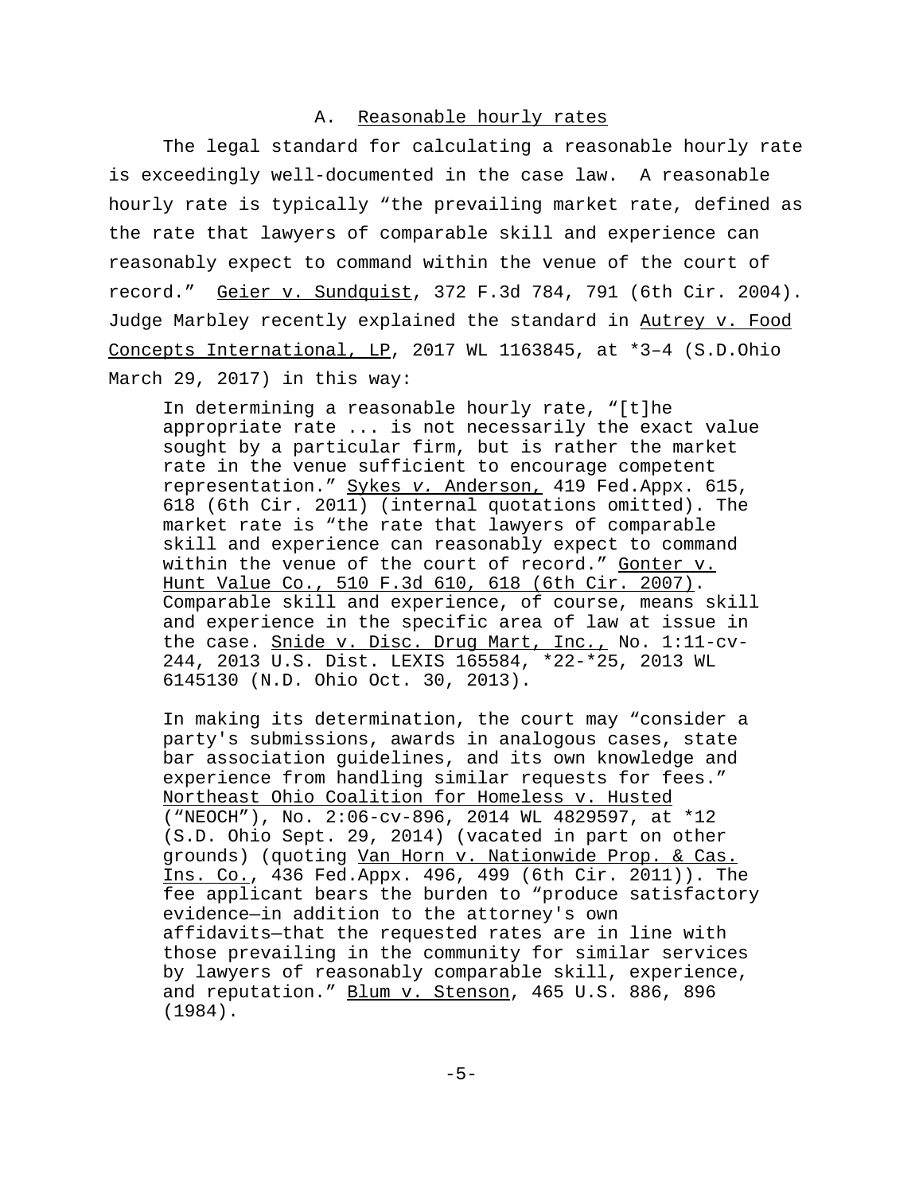### A. Reasonable hourly rates

The legal standard for calculating a reasonable hourly rate is exceedingly well-documented in the case law. A reasonable hourly rate is typically "the prevailing market rate, defined as the rate that lawyers of comparable skill and experience can reasonably expect to command within the venue of the court of record." Geier v. Sundquist, 372 F.3d 784, 791 (6th Cir. 2004). Judge Marbley recently explained the standard in Autrey v. Food Concepts International, LP, 2017 WL 1163845, at *3–4 (S.D.Ohio March 29, 2017) in this way:

> In determining a reasonable hourly rate, "[t]he appropriate rate ... is not necessarily the exact value sought by a particular firm, but is rather the market rate in the venue sufficient to encourage competent representation." Sykes *v.* Anderson, 419 Fed.Appx. 615, 618 (6th Cir. 2011) (internal quotations omitted). The market rate is "the rate that lawyers of comparable skill and experience can reasonably expect to command within the venue of the court of record." Gonter v. Hunt Value Co., 510 F.3d 610, 618 (6th Cir. 2007). Comparable skill and experience, of course, means skill and experience in the specific area of law at issue in the case. Snide v. Disc. Drug Mart, Inc., No. 1:11-cv-244, 2013 U.S. Dist. LEXIS 165584, *22-*25, 2013 WL 6145130 (N.D. Ohio Oct. 30, 2013).
>
> In making its determination, the court may "consider a party's submissions, awards in analogous cases, state bar association guidelines, and its own knowledge and experience from handling similar requests for fees." Northeast Ohio Coalition for Homeless v. Husted ("NEOCH"), No. 2:06-cv-896, 2014 WL 4829597, at *12 (S.D. Ohio Sept. 29, 2014) (vacated in part on other grounds) (quoting Van Horn v. Nationwide Prop. & Cas. Ins. Co., 436 Fed.Appx. 496, 499 (6th Cir. 2011)). The fee applicant bears the burden to "produce satisfactory evidence—in addition to the attorney's own affidavits—that the requested rates are in line with those prevailing in the community for similar services by lawyers of reasonably comparable skill, experience, and reputation." Blum v. Stenson, 465 U.S. 886, 896 (1984).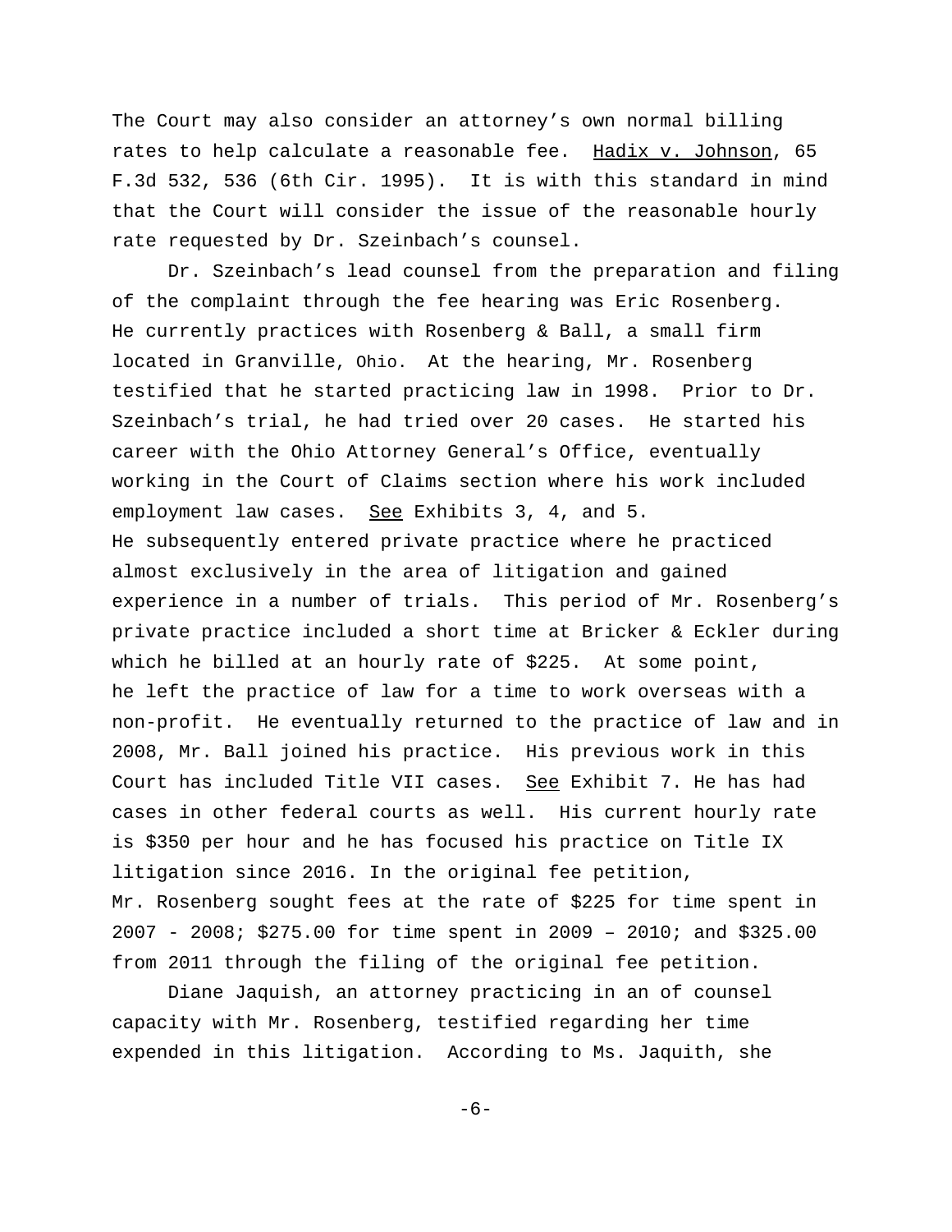The Court may also consider an attorney's own normal billing rates to help calculate a reasonable fee. Hadix v. Johnson, 65 F.3d 532, 536 (6th Cir. 1995). It is with this standard in mind that the Court will consider the issue of the reasonable hourly rate requested by Dr. Szeinbach's counsel.

Dr. Szeinbach's lead counsel from the preparation and filing of the complaint through the fee hearing was Eric Rosenberg. He currently practices with Rosenberg & Ball, a small firm located in Granville, Ohio. At the hearing, Mr. Rosenberg testified that he started practicing law in 1998. Prior to Dr. Szeinbach's trial, he had tried over 20 cases. He started his career with the Ohio Attorney General's Office, eventually working in the Court of Claims section where his work included employment law cases. See Exhibits 3, 4, and 5. He subsequently entered private practice where he practiced almost exclusively in the area of litigation and gained experience in a number of trials. This period of Mr. Rosenberg's private practice included a short time at Bricker & Eckler during which he billed at an hourly rate of $225. At some point, he left the practice of law for a time to work overseas with a non-profit. He eventually returned to the practice of law and in 2008, Mr. Ball joined his practice. His previous work in this Court has included Title VII cases. See Exhibit 7. He has had cases in other federal courts as well. His current hourly rate is $350 per hour and he has focused his practice on Title IX litigation since 2016. In the original fee petition, Mr. Rosenberg sought fees at the rate of $225 for time spent in 2007 - 2008; $275.00 for time spent in 2009 – 2010; and $325.00 from 2011 through the filing of the original fee petition.

Diane Jaquish, an attorney practicing in an of counsel capacity with Mr. Rosenberg, testified regarding her time expended in this litigation. According to Ms. Jaquith, she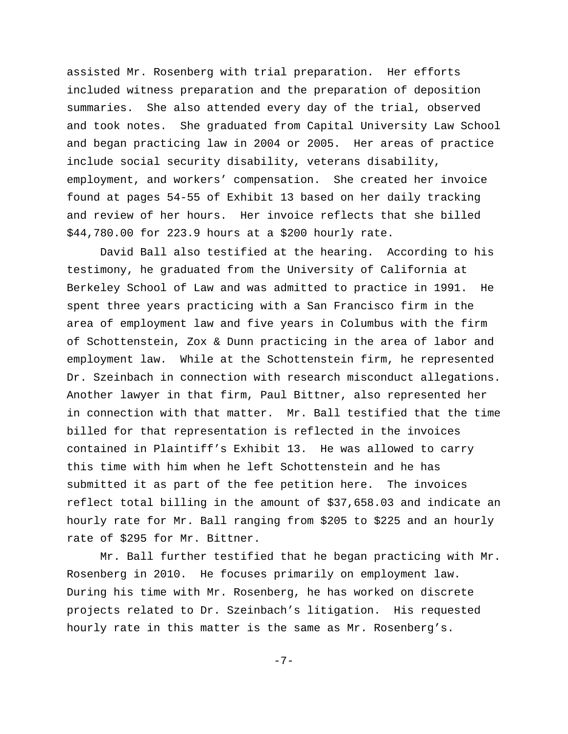assisted Mr. Rosenberg with trial preparation. Her efforts included witness preparation and the preparation of deposition summaries. She also attended every day of the trial, observed and took notes. She graduated from Capital University Law School and began practicing law in 2004 or 2005. Her areas of practice include social security disability, veterans disability, employment, and workers' compensation. She created her invoice found at pages 54-55 of Exhibit 13 based on her daily tracking and review of her hours. Her invoice reflects that she billed $44,780.00 for 223.9 hours at a $200 hourly rate.

David Ball also testified at the hearing. According to his testimony, he graduated from the University of California at Berkeley School of Law and was admitted to practice in 1991. He spent three years practicing with a San Francisco firm in the area of employment law and five years in Columbus with the firm of Schottenstein, Zox & Dunn practicing in the area of labor and employment law. While at the Schottenstein firm, he represented Dr. Szeinbach in connection with research misconduct allegations. Another lawyer in that firm, Paul Bittner, also represented her in connection with that matter. Mr. Ball testified that the time billed for that representation is reflected in the invoices contained in Plaintiff's Exhibit 13. He was allowed to carry this time with him when he left Schottenstein and he has submitted it as part of the fee petition here. The invoices reflect total billing in the amount of $37,658.03 and indicate an hourly rate for Mr. Ball ranging from $205 to $225 and an hourly rate of $295 for Mr. Bittner.

Mr. Ball further testified that he began practicing with Mr. Rosenberg in 2010. He focuses primarily on employment law. During his time with Mr. Rosenberg, he has worked on discrete projects related to Dr. Szeinbach's litigation. His requested hourly rate in this matter is the same as Mr. Rosenberg's.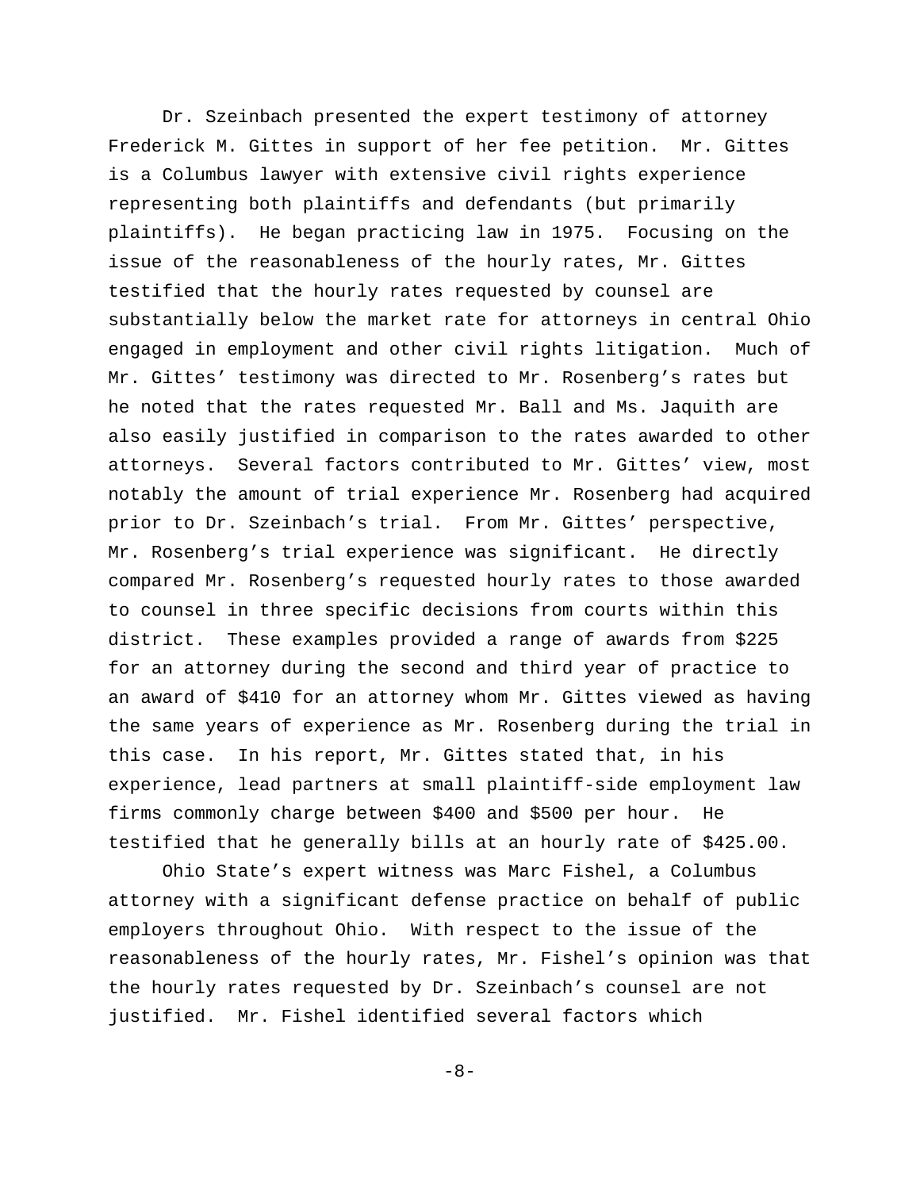Dr. Szeinbach presented the expert testimony of attorney Frederick M. Gittes in support of her fee petition. Mr. Gittes is a Columbus lawyer with extensive civil rights experience representing both plaintiffs and defendants (but primarily plaintiffs). He began practicing law in 1975. Focusing on the issue of the reasonableness of the hourly rates, Mr. Gittes testified that the hourly rates requested by counsel are substantially below the market rate for attorneys in central Ohio engaged in employment and other civil rights litigation. Much of Mr. Gittes' testimony was directed to Mr. Rosenberg's rates but he noted that the rates requested Mr. Ball and Ms. Jaquith are also easily justified in comparison to the rates awarded to other attorneys. Several factors contributed to Mr. Gittes' view, most notably the amount of trial experience Mr. Rosenberg had acquired prior to Dr. Szeinbach's trial. From Mr. Gittes' perspective, Mr. Rosenberg's trial experience was significant. He directly compared Mr. Rosenberg's requested hourly rates to those awarded to counsel in three specific decisions from courts within this district. These examples provided a range of awards from $225 for an attorney during the second and third year of practice to an award of $410 for an attorney whom Mr. Gittes viewed as having the same years of experience as Mr. Rosenberg during the trial in this case. In his report, Mr. Gittes stated that, in his experience, lead partners at small plaintiff-side employment law firms commonly charge between $400 and $500 per hour. He testified that he generally bills at an hourly rate of $425.00.

Ohio State's expert witness was Marc Fishel, a Columbus attorney with a significant defense practice on behalf of public employers throughout Ohio. With respect to the issue of the reasonableness of the hourly rates, Mr. Fishel's opinion was that the hourly rates requested by Dr. Szeinbach's counsel are not justified. Mr. Fishel identified several factors which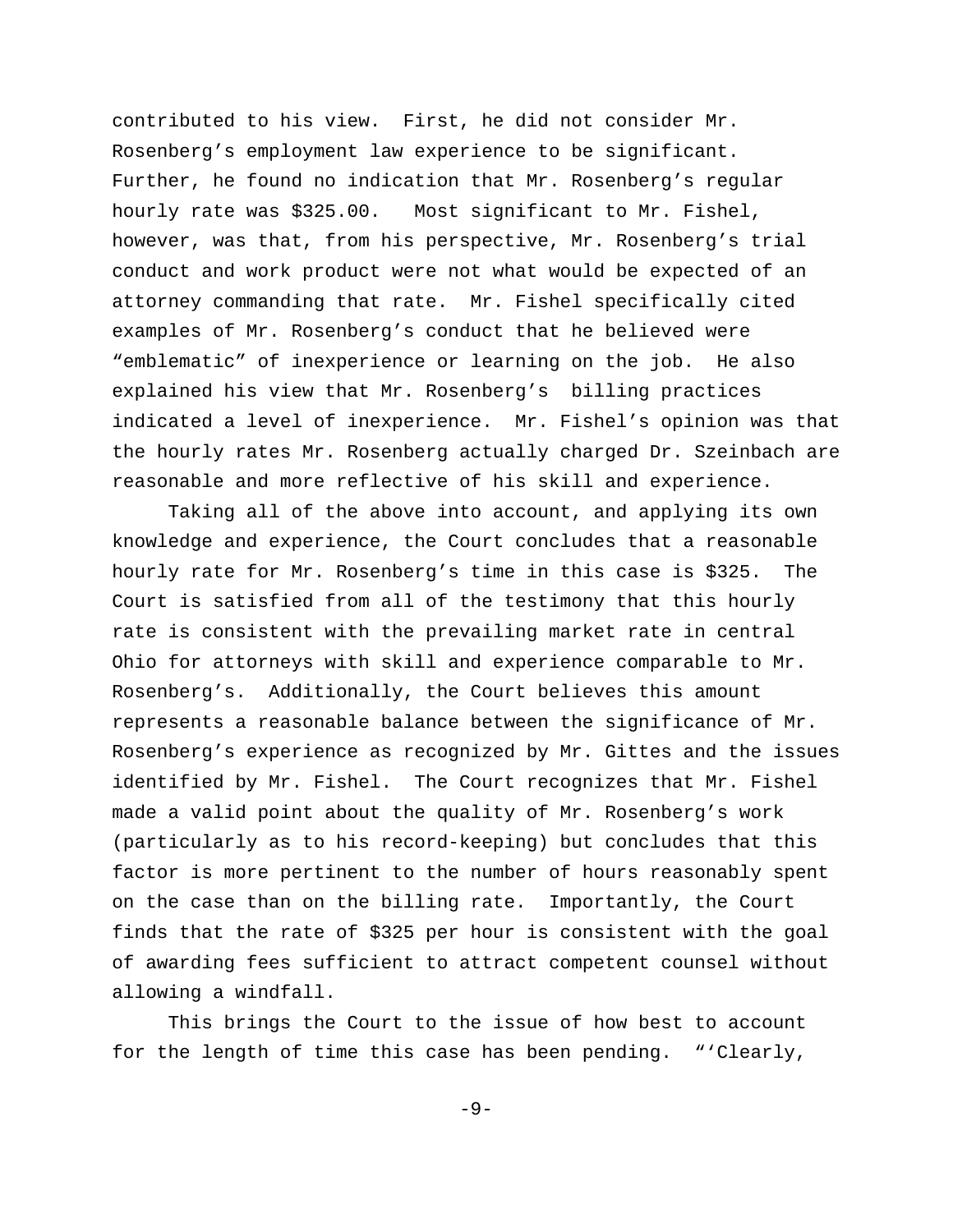contributed to his view. First, he did not consider Mr. Rosenberg's employment law experience to be significant. Further, he found no indication that Mr. Rosenberg's regular hourly rate was $325.00. Most significant to Mr. Fishel, however, was that, from his perspective, Mr. Rosenberg's trial conduct and work product were not what would be expected of an attorney commanding that rate. Mr. Fishel specifically cited examples of Mr. Rosenberg's conduct that he believed were "emblematic" of inexperience or learning on the job. He also explained his view that Mr. Rosenberg's billing practices indicated a level of inexperience. Mr. Fishel's opinion was that the hourly rates Mr. Rosenberg actually charged Dr. Szeinbach are reasonable and more reflective of his skill and experience.

Taking all of the above into account, and applying its own knowledge and experience, the Court concludes that a reasonable hourly rate for Mr. Rosenberg's time in this case is $325. The Court is satisfied from all of the testimony that this hourly rate is consistent with the prevailing market rate in central Ohio for attorneys with skill and experience comparable to Mr. Rosenberg's. Additionally, the Court believes this amount represents a reasonable balance between the significance of Mr. Rosenberg's experience as recognized by Mr. Gittes and the issues identified by Mr. Fishel. The Court recognizes that Mr. Fishel made a valid point about the quality of Mr. Rosenberg's work (particularly as to his record-keeping) but concludes that this factor is more pertinent to the number of hours reasonably spent on the case than on the billing rate. Importantly, the Court finds that the rate of $325 per hour is consistent with the goal of awarding fees sufficient to attract competent counsel without allowing a windfall.

This brings the Court to the issue of how best to account for the length of time this case has been pending. "'Clearly,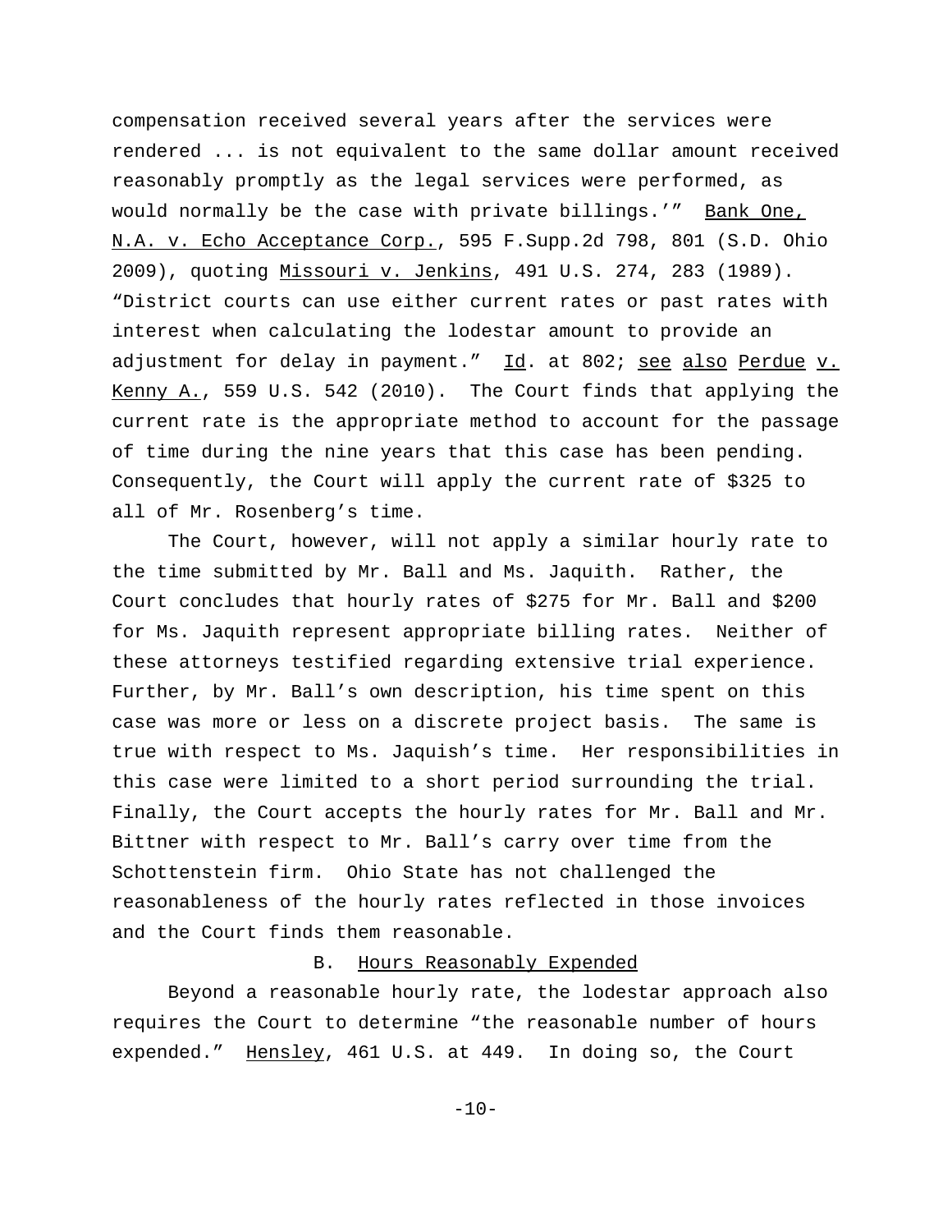compensation received several years after the services were rendered ... is not equivalent to the same dollar amount received reasonably promptly as the legal services were performed, as would normally be the case with private billings.'" Bank One, N.A. v. Echo Acceptance Corp., 595 F.Supp.2d 798, 801 (S.D. Ohio 2009), quoting Missouri v. Jenkins, 491 U.S. 274, 283 (1989). "District courts can use either current rates or past rates with interest when calculating the lodestar amount to provide an adjustment for delay in payment." Id. at 802; see also Perdue v. Kenny A., 559 U.S. 542 (2010). The Court finds that applying the current rate is the appropriate method to account for the passage of time during the nine years that this case has been pending. Consequently, the Court will apply the current rate of $325 to all of Mr. Rosenberg's time.

The Court, however, will not apply a similar hourly rate to the time submitted by Mr. Ball and Ms. Jaquith. Rather, the Court concludes that hourly rates of $275 for Mr. Ball and $200 for Ms. Jaquith represent appropriate billing rates. Neither of these attorneys testified regarding extensive trial experience. Further, by Mr. Ball's own description, his time spent on this case was more or less on a discrete project basis. The same is true with respect to Ms. Jaquish's time. Her responsibilities in this case were limited to a short period surrounding the trial. Finally, the Court accepts the hourly rates for Mr. Ball and Mr. Bittner with respect to Mr. Ball's carry over time from the Schottenstein firm. Ohio State has not challenged the reasonableness of the hourly rates reflected in those invoices and the Court finds them reasonable.

### B. Hours Reasonably Expended

Beyond a reasonable hourly rate, the lodestar approach also requires the Court to determine "the reasonable number of hours expended." Hensley, 461 U.S. at 449. In doing so, the Court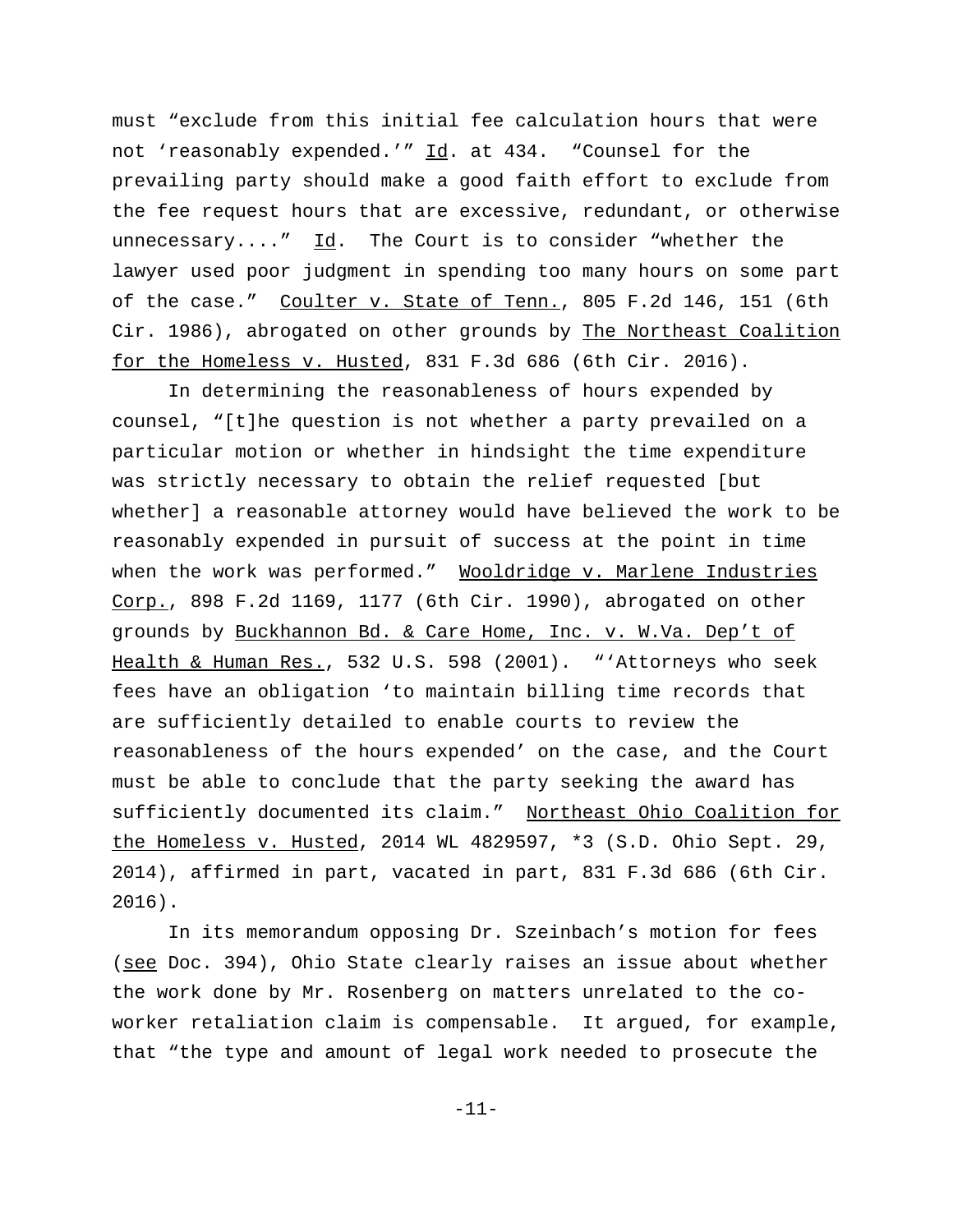must "exclude from this initial fee calculation hours that were not 'reasonably expended.'" Id. at 434. "Counsel for the prevailing party should make a good faith effort to exclude from the fee request hours that are excessive, redundant, or otherwise unnecessary...." Id. The Court is to consider "whether the lawyer used poor judgment in spending too many hours on some part of the case." Coulter v. State of Tenn., 805 F.2d 146, 151 (6th Cir. 1986), abrogated on other grounds by The Northeast Coalition for the Homeless v. Husted, 831 F.3d 686 (6th Cir. 2016).

In determining the reasonableness of hours expended by counsel, "[t]he question is not whether a party prevailed on a particular motion or whether in hindsight the time expenditure was strictly necessary to obtain the relief requested [but whether] a reasonable attorney would have believed the work to be reasonably expended in pursuit of success at the point in time when the work was performed." Wooldridge v. Marlene Industries Corp., 898 F.2d 1169, 1177 (6th Cir. 1990), abrogated on other grounds by Buckhannon Bd. & Care Home, Inc. v. W.Va. Dep't of Health & Human Res., 532 U.S. 598 (2001). "'Attorneys who seek fees have an obligation 'to maintain billing time records that are sufficiently detailed to enable courts to review the reasonableness of the hours expended' on the case, and the Court must be able to conclude that the party seeking the award has sufficiently documented its claim." Northeast Ohio Coalition for the Homeless v. Husted, 2014 WL 4829597, *3 (S.D. Ohio Sept. 29, 2014), affirmed in part, vacated in part, 831 F.3d 686 (6th Cir. 2016).

In its memorandum opposing Dr. Szeinbach's motion for fees (see Doc. 394), Ohio State clearly raises an issue about whether the work done by Mr. Rosenberg on matters unrelated to the co-worker retaliation claim is compensable. It argued, for example, that "the type and amount of legal work needed to prosecute the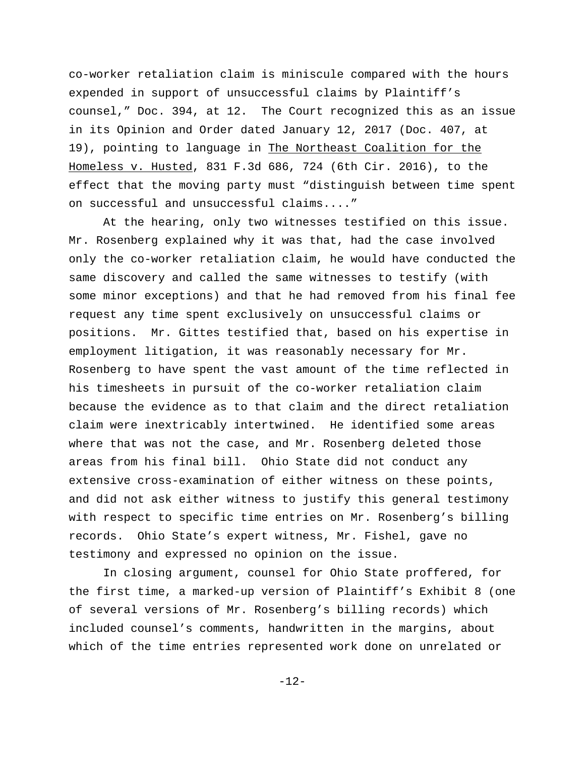co-worker retaliation claim is miniscule compared with the hours expended in support of unsuccessful claims by Plaintiff's counsel," Doc. 394, at 12. The Court recognized this as an issue in its Opinion and Order dated January 12, 2017 (Doc. 407, at 19), pointing to language in The Northeast Coalition for the Homeless v. Husted, 831 F.3d 686, 724 (6th Cir. 2016), to the effect that the moving party must "distinguish between time spent on successful and unsuccessful claims...."

At the hearing, only two witnesses testified on this issue. Mr. Rosenberg explained why it was that, had the case involved only the co-worker retaliation claim, he would have conducted the same discovery and called the same witnesses to testify (with some minor exceptions) and that he had removed from his final fee request any time spent exclusively on unsuccessful claims or positions. Mr. Gittes testified that, based on his expertise in employment litigation, it was reasonably necessary for Mr. Rosenberg to have spent the vast amount of the time reflected in his timesheets in pursuit of the co-worker retaliation claim because the evidence as to that claim and the direct retaliation claim were inextricably intertwined. He identified some areas where that was not the case, and Mr. Rosenberg deleted those areas from his final bill. Ohio State did not conduct any extensive cross-examination of either witness on these points, and did not ask either witness to justify this general testimony with respect to specific time entries on Mr. Rosenberg's billing records. Ohio State's expert witness, Mr. Fishel, gave no testimony and expressed no opinion on the issue.

In closing argument, counsel for Ohio State proffered, for the first time, a marked-up version of Plaintiff's Exhibit 8 (one of several versions of Mr. Rosenberg's billing records) which included counsel's comments, handwritten in the margins, about which of the time entries represented work done on unrelated or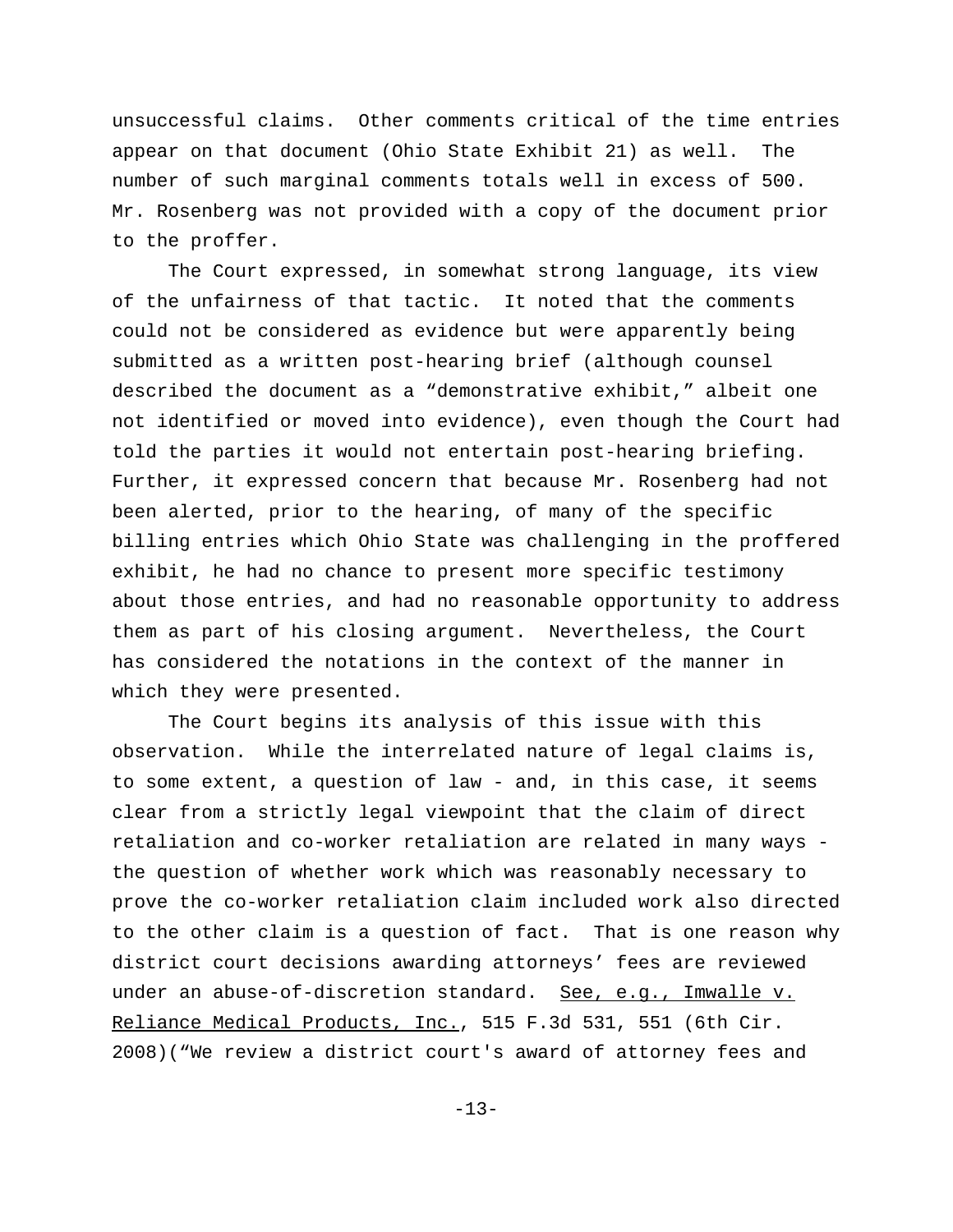unsuccessful claims. Other comments critical of the time entries appear on that document (Ohio State Exhibit 21) as well. The number of such marginal comments totals well in excess of 500. Mr. Rosenberg was not provided with a copy of the document prior to the proffer.

The Court expressed, in somewhat strong language, its view of the unfairness of that tactic. It noted that the comments could not be considered as evidence but were apparently being submitted as a written post-hearing brief (although counsel described the document as a "demonstrative exhibit," albeit one not identified or moved into evidence), even though the Court had told the parties it would not entertain post-hearing briefing. Further, it expressed concern that because Mr. Rosenberg had not been alerted, prior to the hearing, of many of the specific billing entries which Ohio State was challenging in the proffered exhibit, he had no chance to present more specific testimony about those entries, and had no reasonable opportunity to address them as part of his closing argument. Nevertheless, the Court has considered the notations in the context of the manner in which they were presented.

The Court begins its analysis of this issue with this observation. While the interrelated nature of legal claims is, to some extent, a question of law - and, in this case, it seems clear from a strictly legal viewpoint that the claim of direct retaliation and co-worker retaliation are related in many ways - the question of whether work which was reasonably necessary to prove the co-worker retaliation claim included work also directed to the other claim is a question of fact. That is one reason why district court decisions awarding attorneys' fees are reviewed under an abuse-of-discretion standard. See, e.g., Imwalle v. Reliance Medical Products, Inc., 515 F.3d 531, 551 (6th Cir. 2008)("We review a district court's award of attorney fees and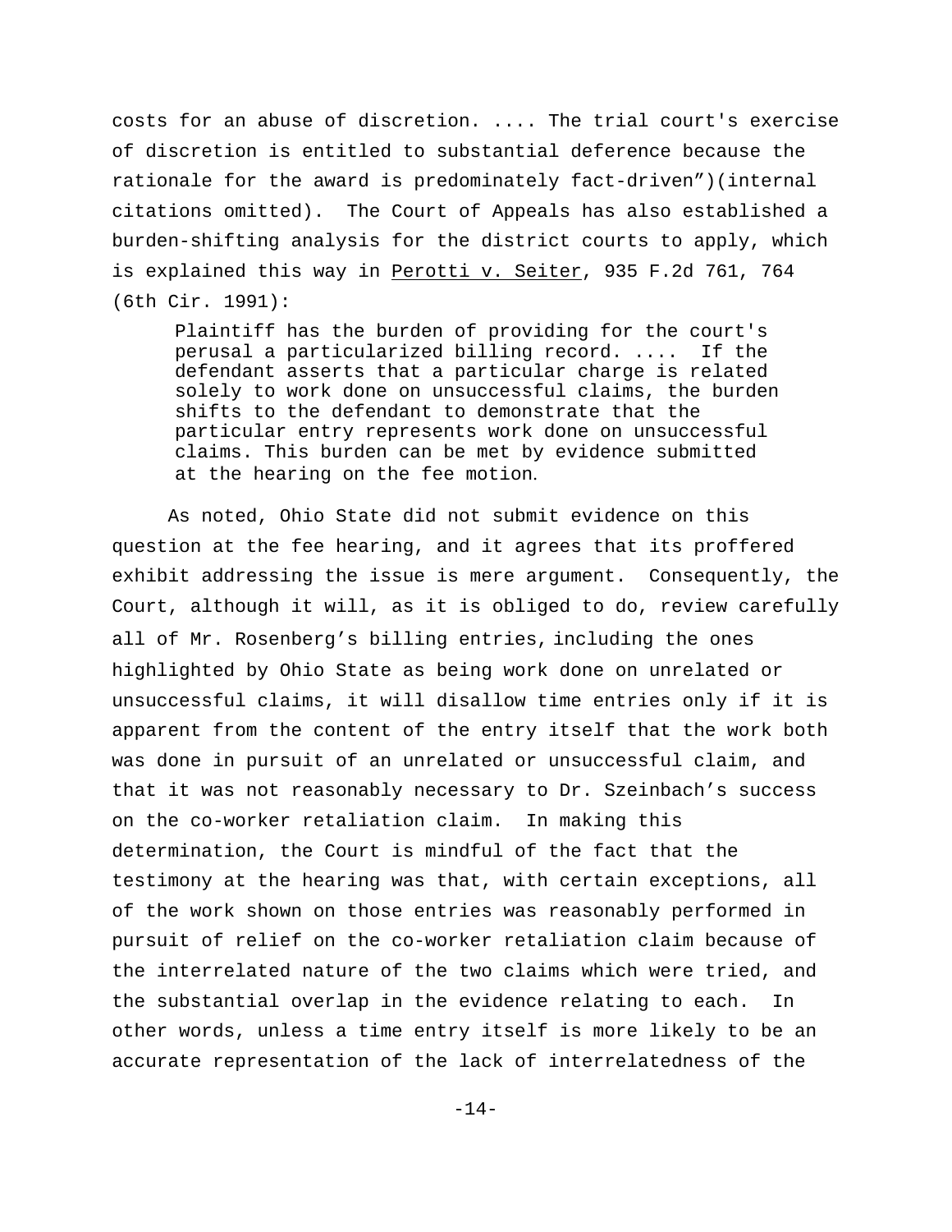costs for an abuse of discretion. .... The trial court's exercise of discretion is entitled to substantial deference because the rationale for the award is predominately fact-driven")(internal citations omitted). The Court of Appeals has also established a burden-shifting analysis for the district courts to apply, which is explained this way in Perotti v. Seiter, 935 F.2d 761, 764 (6th Cir. 1991):

> Plaintiff has the burden of providing for the court's perusal a particularized billing record. .... If the defendant asserts that a particular charge is related solely to work done on unsuccessful claims, the burden shifts to the defendant to demonstrate that the particular entry represents work done on unsuccessful claims. This burden can be met by evidence submitted at the hearing on the fee motion.

As noted, Ohio State did not submit evidence on this question at the fee hearing, and it agrees that its proffered exhibit addressing the issue is mere argument. Consequently, the Court, although it will, as it is obliged to do, review carefully all of Mr. Rosenberg's billing entries, including the ones highlighted by Ohio State as being work done on unrelated or unsuccessful claims, it will disallow time entries only if it is apparent from the content of the entry itself that the work both was done in pursuit of an unrelated or unsuccessful claim, and that it was not reasonably necessary to Dr. Szeinbach's success on the co-worker retaliation claim. In making this determination, the Court is mindful of the fact that the testimony at the hearing was that, with certain exceptions, all of the work shown on those entries was reasonably performed in pursuit of relief on the co-worker retaliation claim because of the interrelated nature of the two claims which were tried, and the substantial overlap in the evidence relating to each. In other words, unless a time entry itself is more likely to be an accurate representation of the lack of interrelatedness of the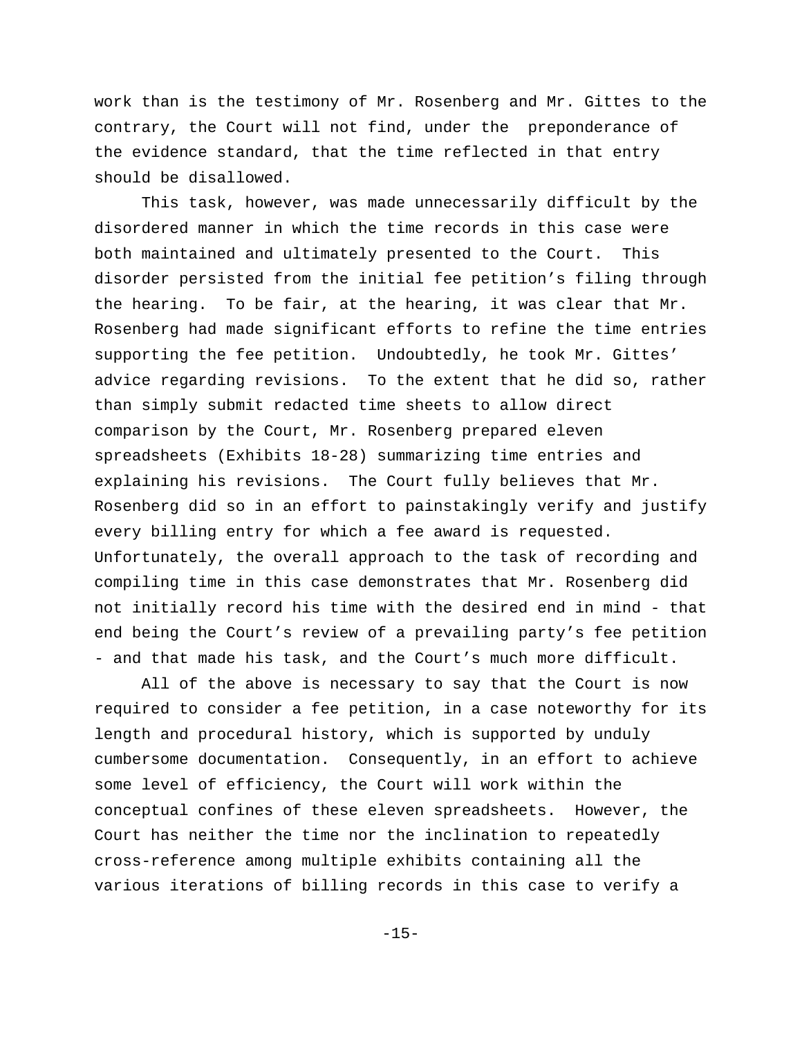work than is the testimony of Mr. Rosenberg and Mr. Gittes to the contrary, the Court will not find, under the preponderance of the evidence standard, that the time reflected in that entry should be disallowed.

This task, however, was made unnecessarily difficult by the disordered manner in which the time records in this case were both maintained and ultimately presented to the Court. This disorder persisted from the initial fee petition's filing through the hearing. To be fair, at the hearing, it was clear that Mr. Rosenberg had made significant efforts to refine the time entries supporting the fee petition. Undoubtedly, he took Mr. Gittes' advice regarding revisions. To the extent that he did so, rather than simply submit redacted time sheets to allow direct comparison by the Court, Mr. Rosenberg prepared eleven spreadsheets (Exhibits 18-28) summarizing time entries and explaining his revisions. The Court fully believes that Mr. Rosenberg did so in an effort to painstakingly verify and justify every billing entry for which a fee award is requested. Unfortunately, the overall approach to the task of recording and compiling time in this case demonstrates that Mr. Rosenberg did not initially record his time with the desired end in mind - that end being the Court's review of a prevailing party's fee petition - and that made his task, and the Court's much more difficult.

All of the above is necessary to say that the Court is now required to consider a fee petition, in a case noteworthy for its length and procedural history, which is supported by unduly cumbersome documentation. Consequently, in an effort to achieve some level of efficiency, the Court will work within the conceptual confines of these eleven spreadsheets. However, the Court has neither the time nor the inclination to repeatedly cross-reference among multiple exhibits containing all the various iterations of billing records in this case to verify a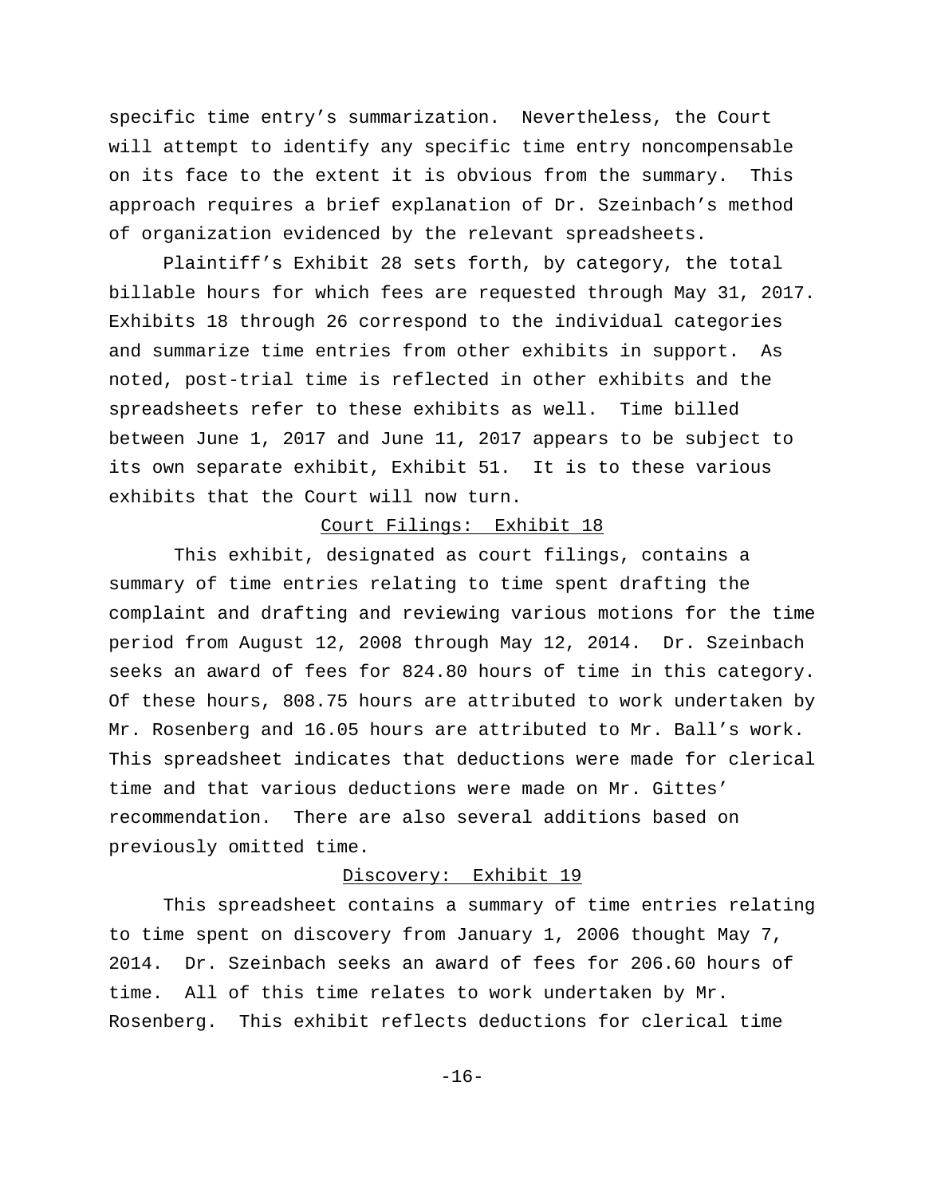specific time entry's summarization. Nevertheless, the Court will attempt to identify any specific time entry noncompensable on its face to the extent it is obvious from the summary. This approach requires a brief explanation of Dr. Szeinbach's method of organization evidenced by the relevant spreadsheets.

Plaintiff's Exhibit 28 sets forth, by category, the total billable hours for which fees are requested through May 31, 2017. Exhibits 18 through 26 correspond to the individual categories and summarize time entries from other exhibits in support. As noted, post-trial time is reflected in other exhibits and the spreadsheets refer to these exhibits as well. Time billed between June 1, 2017 and June 11, 2017 appears to be subject to its own separate exhibit, Exhibit 51. It is to these various exhibits that the Court will now turn.

<u>Court Filings: Exhibit 18</u>

This exhibit, designated as court filings, contains a summary of time entries relating to time spent drafting the complaint and drafting and reviewing various motions for the time period from August 12, 2008 through May 12, 2014. Dr. Szeinbach seeks an award of fees for 824.80 hours of time in this category. Of these hours, 808.75 hours are attributed to work undertaken by Mr. Rosenberg and 16.05 hours are attributed to Mr. Ball's work. This spreadsheet indicates that deductions were made for clerical time and that various deductions were made on Mr. Gittes' recommendation. There are also several additions based on previously omitted time.

<u>Discovery: Exhibit 19</u>

This spreadsheet contains a summary of time entries relating to time spent on discovery from January 1, 2006 thought May 7, 2014. Dr. Szeinbach seeks an award of fees for 206.60 hours of time. All of this time relates to work undertaken by Mr. Rosenberg. This exhibit reflects deductions for clerical time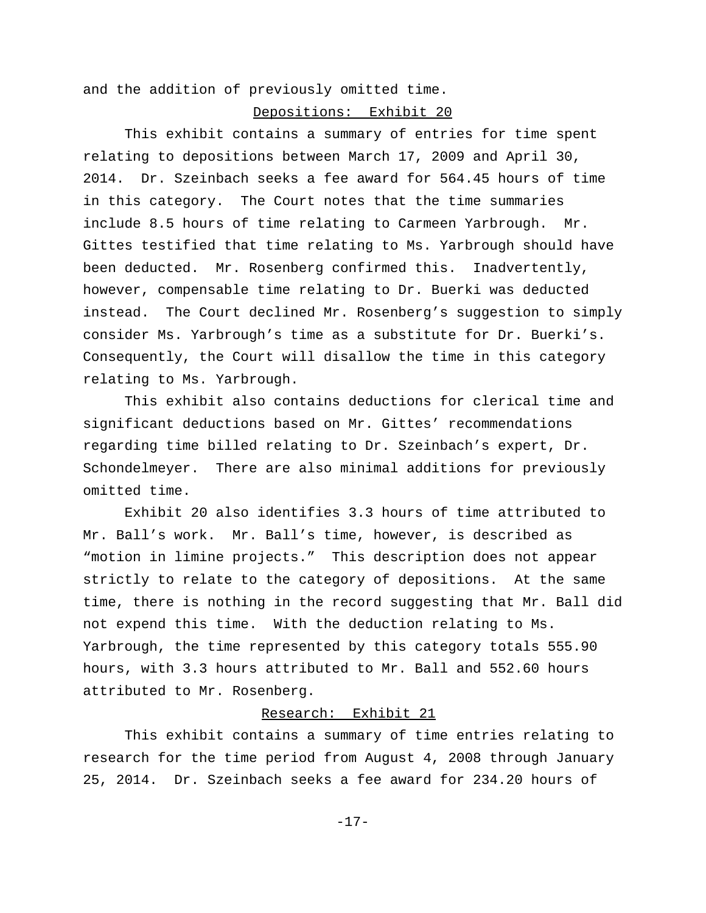and the addition of previously omitted time.

Depositions: Exhibit 20

This exhibit contains a summary of entries for time spent relating to depositions between March 17, 2009 and April 30, 2014. Dr. Szeinbach seeks a fee award for 564.45 hours of time in this category. The Court notes that the time summaries include 8.5 hours of time relating to Carmeen Yarbrough. Mr. Gittes testified that time relating to Ms. Yarbrough should have been deducted. Mr. Rosenberg confirmed this. Inadvertently, however, compensable time relating to Dr. Buerki was deducted instead. The Court declined Mr. Rosenberg's suggestion to simply consider Ms. Yarbrough's time as a substitute for Dr. Buerki's. Consequently, the Court will disallow the time in this category relating to Ms. Yarbrough.

This exhibit also contains deductions for clerical time and significant deductions based on Mr. Gittes' recommendations regarding time billed relating to Dr. Szeinbach's expert, Dr. Schondelmeyer. There are also minimal additions for previously omitted time.

Exhibit 20 also identifies 3.3 hours of time attributed to Mr. Ball's work. Mr. Ball's time, however, is described as "motion in limine projects." This description does not appear strictly to relate to the category of depositions. At the same time, there is nothing in the record suggesting that Mr. Ball did not expend this time. With the deduction relating to Ms. Yarbrough, the time represented by this category totals 555.90 hours, with 3.3 hours attributed to Mr. Ball and 552.60 hours attributed to Mr. Rosenberg.

Research: Exhibit 21

This exhibit contains a summary of time entries relating to research for the time period from August 4, 2008 through January 25, 2014. Dr. Szeinbach seeks a fee award for 234.20 hours of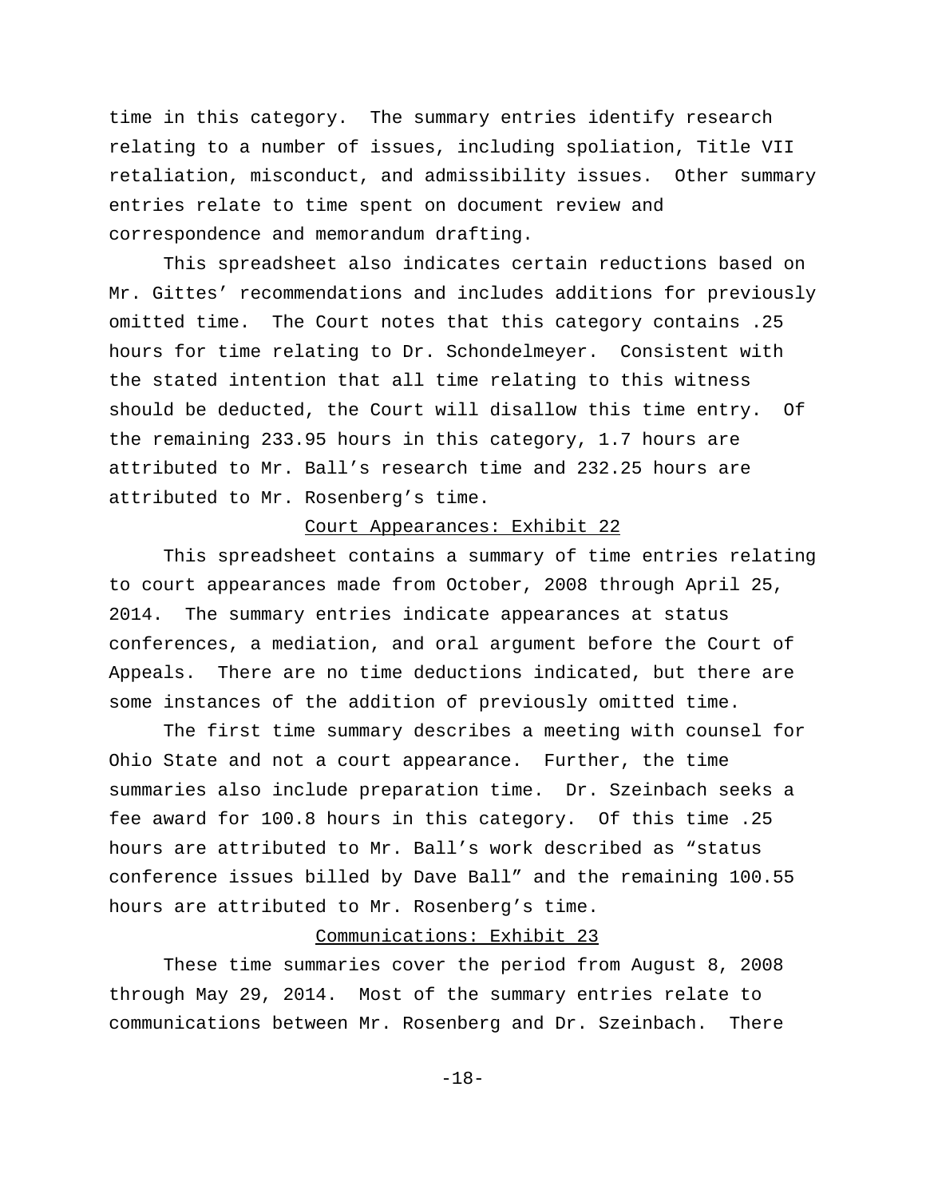time in this category. The summary entries identify research relating to a number of issues, including spoliation, Title VII retaliation, misconduct, and admissibility issues. Other summary entries relate to time spent on document review and correspondence and memorandum drafting.

This spreadsheet also indicates certain reductions based on Mr. Gittes' recommendations and includes additions for previously omitted time. The Court notes that this category contains .25 hours for time relating to Dr. Schondelmeyer. Consistent with the stated intention that all time relating to this witness should be deducted, the Court will disallow this time entry. Of the remaining 233.95 hours in this category, 1.7 hours are attributed to Mr. Ball's research time and 232.25 hours are attributed to Mr. Rosenberg's time.

<u>Court Appearances: Exhibit 22</u>

This spreadsheet contains a summary of time entries relating to court appearances made from October, 2008 through April 25, 2014. The summary entries indicate appearances at status conferences, a mediation, and oral argument before the Court of Appeals. There are no time deductions indicated, but there are some instances of the addition of previously omitted time.

The first time summary describes a meeting with counsel for Ohio State and not a court appearance. Further, the time summaries also include preparation time. Dr. Szeinbach seeks a fee award for 100.8 hours in this category. Of this time .25 hours are attributed to Mr. Ball's work described as "status conference issues billed by Dave Ball" and the remaining 100.55 hours are attributed to Mr. Rosenberg's time.

<u>Communications: Exhibit 23</u>

These time summaries cover the period from August 8, 2008 through May 29, 2014. Most of the summary entries relate to communications between Mr. Rosenberg and Dr. Szeinbach. There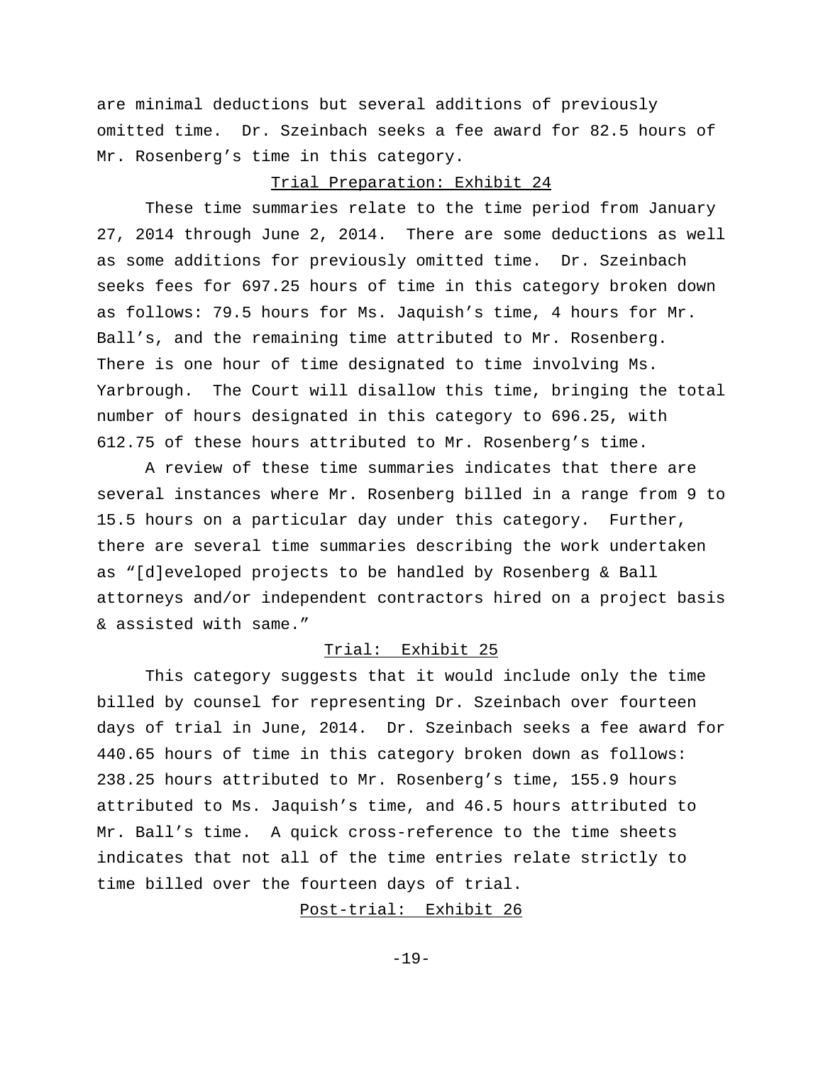are minimal deductions but several additions of previously omitted time. Dr. Szeinbach seeks a fee award for 82.5 hours of Mr. Rosenberg's time in this category.

<u>Trial Preparation: Exhibit 24</u>

These time summaries relate to the time period from January 27, 2014 through June 2, 2014. There are some deductions as well as some additions for previously omitted time. Dr. Szeinbach seeks fees for 697.25 hours of time in this category broken down as follows: 79.5 hours for Ms. Jaquish's time, 4 hours for Mr. Ball's, and the remaining time attributed to Mr. Rosenberg. There is one hour of time designated to time involving Ms. Yarbrough. The Court will disallow this time, bringing the total number of hours designated in this category to 696.25, with 612.75 of these hours attributed to Mr. Rosenberg's time.

A review of these time summaries indicates that there are several instances where Mr. Rosenberg billed in a range from 9 to 15.5 hours on a particular day under this category. Further, there are several time summaries describing the work undertaken as "[d]eveloped projects to be handled by Rosenberg & Ball attorneys and/or independent contractors hired on a project basis & assisted with same."

<u>Trial: Exhibit 25</u>

This category suggests that it would include only the time billed by counsel for representing Dr. Szeinbach over fourteen days of trial in June, 2014. Dr. Szeinbach seeks a fee award for 440.65 hours of time in this category broken down as follows: 238.25 hours attributed to Mr. Rosenberg's time, 155.9 hours attributed to Ms. Jaquish's time, and 46.5 hours attributed to Mr. Ball's time. A quick cross-reference to the time sheets indicates that not all of the time entries relate strictly to time billed over the fourteen days of trial.

<u>Post-trial: Exhibit 26</u>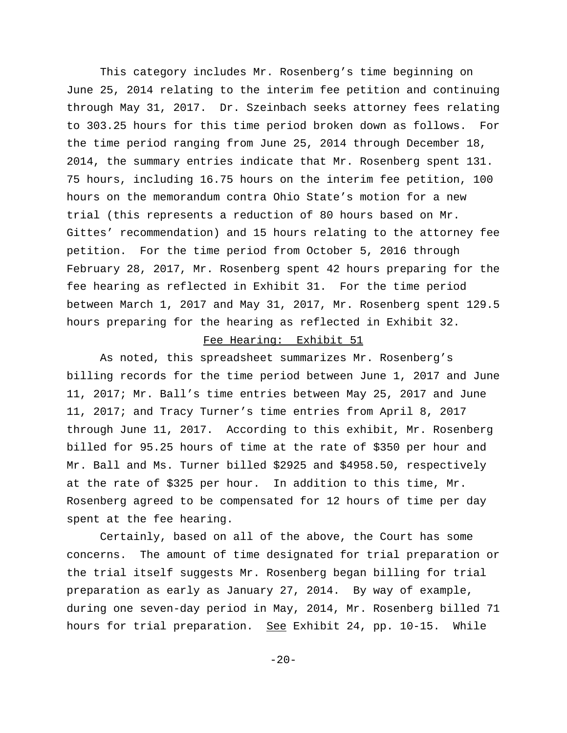This category includes Mr. Rosenberg’s time beginning on June 25, 2014 relating to the interim fee petition and continuing through May 31, 2017. Dr. Szeinbach seeks attorney fees relating to 303.25 hours for this time period broken down as follows. For the time period ranging from June 25, 2014 through December 18, 2014, the summary entries indicate that Mr. Rosenberg spent 131. 75 hours, including 16.75 hours on the interim fee petition, 100 hours on the memorandum contra Ohio State’s motion for a new trial (this represents a reduction of 80 hours based on Mr. Gittes’ recommendation) and 15 hours relating to the attorney fee petition. For the time period from October 5, 2016 through February 28, 2017, Mr. Rosenberg spent 42 hours preparing for the fee hearing as reflected in Exhibit 31. For the time period between March 1, 2017 and May 31, 2017, Mr. Rosenberg spent 129.5 hours preparing for the hearing as reflected in Exhibit 32.

Fee Hearing: Exhibit 51

As noted, this spreadsheet summarizes Mr. Rosenberg’s billing records for the time period between June 1, 2017 and June 11, 2017; Mr. Ball’s time entries between May 25, 2017 and June 11, 2017; and Tracy Turner’s time entries from April 8, 2017 through June 11, 2017. According to this exhibit, Mr. Rosenberg billed for 95.25 hours of time at the rate of $350 per hour and Mr. Ball and Ms. Turner billed $2925 and $4958.50, respectively at the rate of $325 per hour. In addition to this time, Mr. Rosenberg agreed to be compensated for 12 hours of time per day spent at the fee hearing.

Certainly, based on all of the above, the Court has some concerns. The amount of time designated for trial preparation or the trial itself suggests Mr. Rosenberg began billing for trial preparation as early as January 27, 2014. By way of example, during one seven-day period in May, 2014, Mr. Rosenberg billed 71 hours for trial preparation. See Exhibit 24, pp. 10-15. While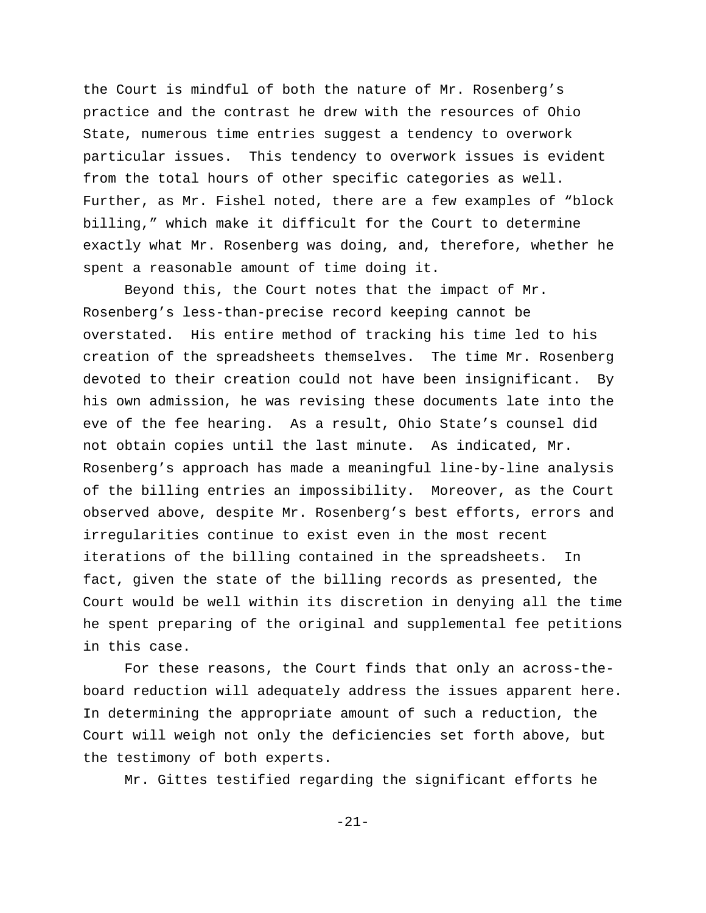the Court is mindful of both the nature of Mr. Rosenberg's practice and the contrast he drew with the resources of Ohio State, numerous time entries suggest a tendency to overwork particular issues. This tendency to overwork issues is evident from the total hours of other specific categories as well. Further, as Mr. Fishel noted, there are a few examples of "block billing," which make it difficult for the Court to determine exactly what Mr. Rosenberg was doing, and, therefore, whether he spent a reasonable amount of time doing it.

Beyond this, the Court notes that the impact of Mr. Rosenberg's less-than-precise record keeping cannot be overstated. His entire method of tracking his time led to his creation of the spreadsheets themselves. The time Mr. Rosenberg devoted to their creation could not have been insignificant. By his own admission, he was revising these documents late into the eve of the fee hearing. As a result, Ohio State's counsel did not obtain copies until the last minute. As indicated, Mr. Rosenberg's approach has made a meaningful line-by-line analysis of the billing entries an impossibility. Moreover, as the Court observed above, despite Mr. Rosenberg's best efforts, errors and irregularities continue to exist even in the most recent iterations of the billing contained in the spreadsheets. In fact, given the state of the billing records as presented, the Court would be well within its discretion in denying all the time he spent preparing of the original and supplemental fee petitions in this case.

For these reasons, the Court finds that only an across-the-board reduction will adequately address the issues apparent here. In determining the appropriate amount of such a reduction, the Court will weigh not only the deficiencies set forth above, but the testimony of both experts.

Mr. Gittes testified regarding the significant efforts he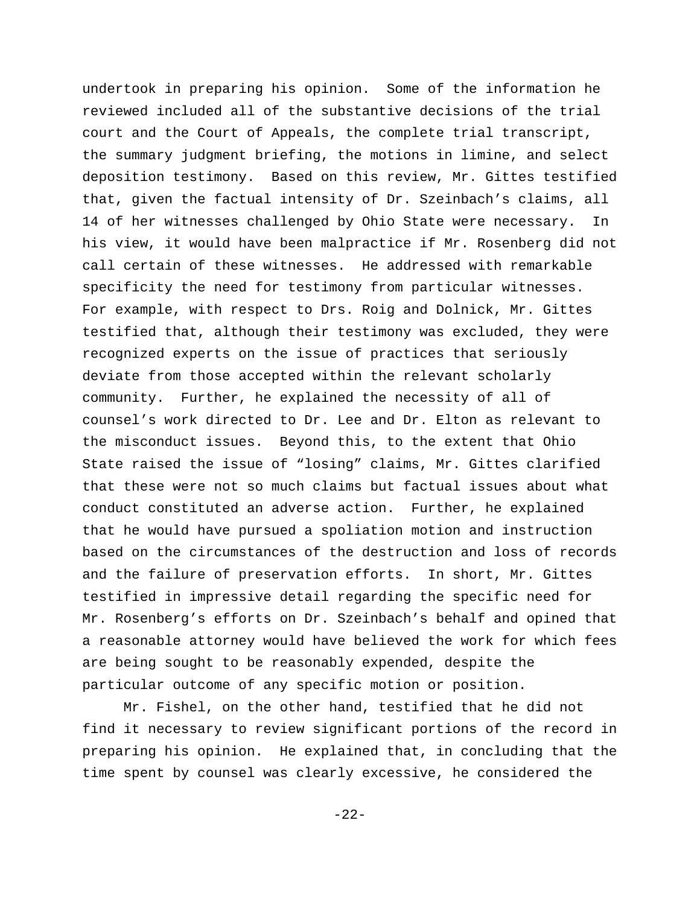undertook in preparing his opinion. Some of the information he reviewed included all of the substantive decisions of the trial court and the Court of Appeals, the complete trial transcript, the summary judgment briefing, the motions in limine, and select deposition testimony. Based on this review, Mr. Gittes testified that, given the factual intensity of Dr. Szeinbach's claims, all 14 of her witnesses challenged by Ohio State were necessary. In his view, it would have been malpractice if Mr. Rosenberg did not call certain of these witnesses. He addressed with remarkable specificity the need for testimony from particular witnesses. For example, with respect to Drs. Roig and Dolnick, Mr. Gittes testified that, although their testimony was excluded, they were recognized experts on the issue of practices that seriously deviate from those accepted within the relevant scholarly community. Further, he explained the necessity of all of counsel's work directed to Dr. Lee and Dr. Elton as relevant to the misconduct issues. Beyond this, to the extent that Ohio State raised the issue of "losing" claims, Mr. Gittes clarified that these were not so much claims but factual issues about what conduct constituted an adverse action. Further, he explained that he would have pursued a spoliation motion and instruction based on the circumstances of the destruction and loss of records and the failure of preservation efforts. In short, Mr. Gittes testified in impressive detail regarding the specific need for Mr. Rosenberg's efforts on Dr. Szeinbach's behalf and opined that a reasonable attorney would have believed the work for which fees are being sought to be reasonably expended, despite the particular outcome of any specific motion or position.

Mr. Fishel, on the other hand, testified that he did not find it necessary to review significant portions of the record in preparing his opinion. He explained that, in concluding that the time spent by counsel was clearly excessive, he considered the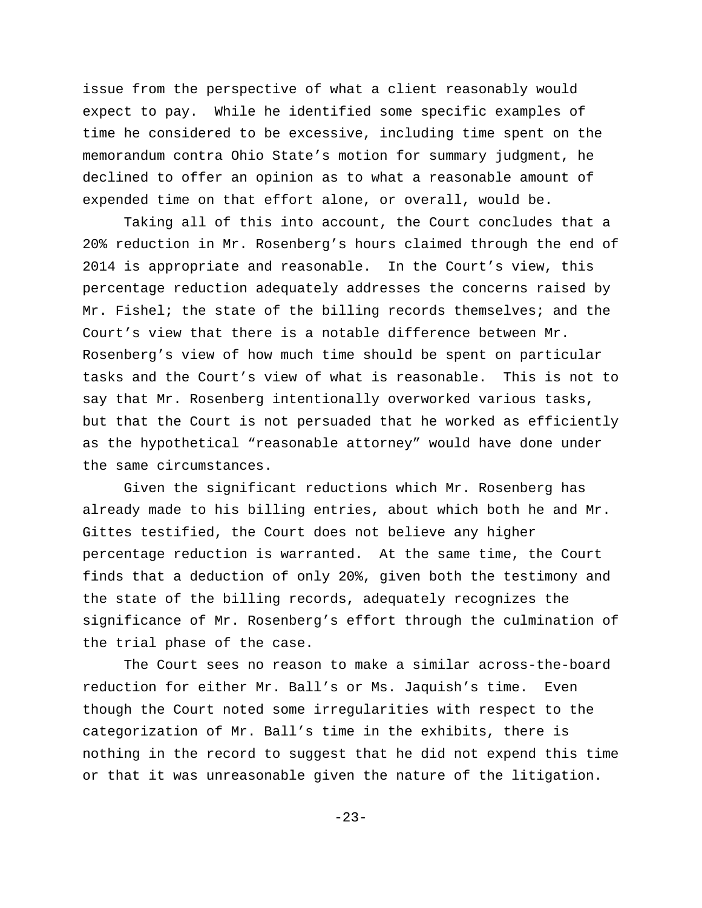issue from the perspective of what a client reasonably would expect to pay. While he identified some specific examples of time he considered to be excessive, including time spent on the memorandum contra Ohio State's motion for summary judgment, he declined to offer an opinion as to what a reasonable amount of expended time on that effort alone, or overall, would be.

Taking all of this into account, the Court concludes that a 20% reduction in Mr. Rosenberg's hours claimed through the end of 2014 is appropriate and reasonable. In the Court's view, this percentage reduction adequately addresses the concerns raised by Mr. Fishel; the state of the billing records themselves; and the Court's view that there is a notable difference between Mr. Rosenberg's view of how much time should be spent on particular tasks and the Court's view of what is reasonable. This is not to say that Mr. Rosenberg intentionally overworked various tasks, but that the Court is not persuaded that he worked as efficiently as the hypothetical "reasonable attorney" would have done under the same circumstances.

Given the significant reductions which Mr. Rosenberg has already made to his billing entries, about which both he and Mr. Gittes testified, the Court does not believe any higher percentage reduction is warranted. At the same time, the Court finds that a deduction of only 20%, given both the testimony and the state of the billing records, adequately recognizes the significance of Mr. Rosenberg's effort through the culmination of the trial phase of the case.

The Court sees no reason to make a similar across-the-board reduction for either Mr. Ball's or Ms. Jaquish's time. Even though the Court noted some irregularities with respect to the categorization of Mr. Ball's time in the exhibits, there is nothing in the record to suggest that he did not expend this time or that it was unreasonable given the nature of the litigation.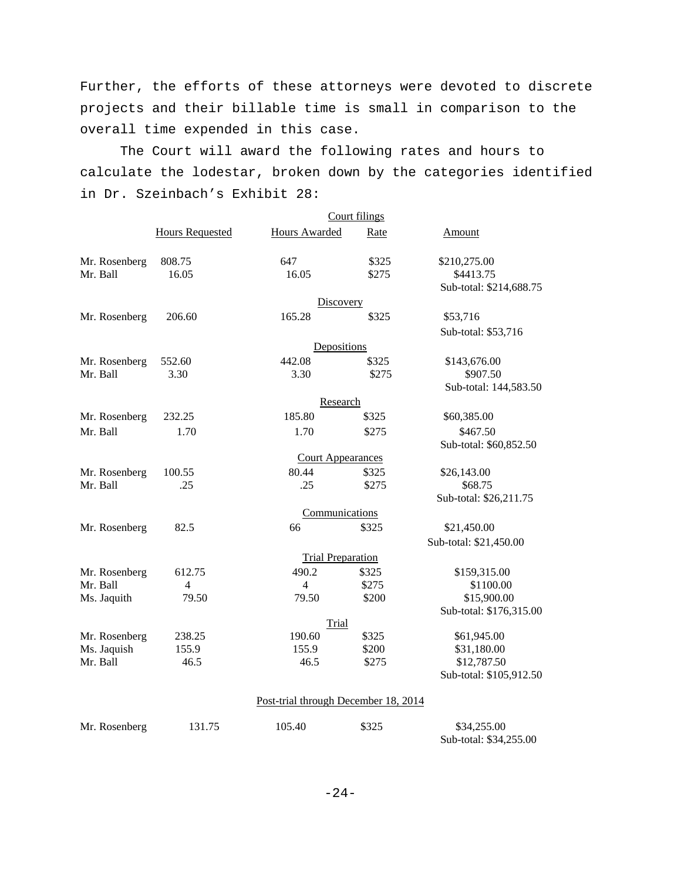Further, the efforts of these attorneys were devoted to discrete projects and their billable time is small in comparison to the overall time expended in this case.

The Court will award the following rates and hours to calculate the lodestar, broken down by the categories identified in Dr. Szeinbach's Exhibit 28:

| | Hours Requested | Hours Awarded | Rate | Amount |
|---|---|---|---|---|
| | | **Court filings** | | |
| Mr. Rosenberg | 808.75 | 647 | $325 | $210,275.00 |
| Mr. Ball | 16.05 | 16.05 | $275 | $4413.75 |
| | | | | Sub-total: $214,688.75 |
| | | **Discovery** | | |
| Mr. Rosenberg | 206.60 | 165.28 | $325 | $53,716 |
| | | | | Sub-total: $53,716 |
| | | **Depositions** | | |
| Mr. Rosenberg | 552.60 | 442.08 | $325 | $143,676.00 |
| Mr. Ball | 3.30 | 3.30 | $275 | $907.50 |
| | | | | Sub-total: 144,583.50 |
| | | **Research** | | |
| Mr. Rosenberg | 232.25 | 185.80 | $325 | $60,385.00 |
| Mr. Ball | 1.70 | 1.70 | $275 | $467.50 |
| | | | | Sub-total: $60,852.50 |
| | | **Court Appearances** | | |
| Mr. Rosenberg | 100.55 | 80.44 | $325 | $26,143.00 |
| Mr. Ball | .25 | .25 | $275 | $68.75 |
| | | | | Sub-total: $26,211.75 |
| | | **Communications** | | |
| Mr. Rosenberg | 82.5 | 66 | $325 | $21,450.00 |
| | | | | Sub-total: $21,450.00 |
| | | **Trial Preparation** | | |
| Mr. Rosenberg | 612.75 | 490.2 | $325 | $159,315.00 |
| Mr. Ball | 4 | 4 | $275 | $1100.00 |
| Ms. Jaquith | 79.50 | 79.50 | $200 | $15,900.00 |
| | | | | Sub-total: $176,315.00 |
| | | **Trial** | | |
| Mr. Rosenberg | 238.25 | 190.60 | $325 | $61,945.00 |
| Ms. Jaquish | 155.9 | 155.9 | $200 | $31,180.00 |
| Mr. Ball | 46.5 | 46.5 | $275 | $12,787.50 |
| | | | | Sub-total: $105,912.50 |
| | | **Post-trial through December 18, 2014** | | |
| Mr. Rosenberg | 131.75 | 105.40 | $325 | $34,255.00 |
| | | | | Sub-total: $34,255.00 |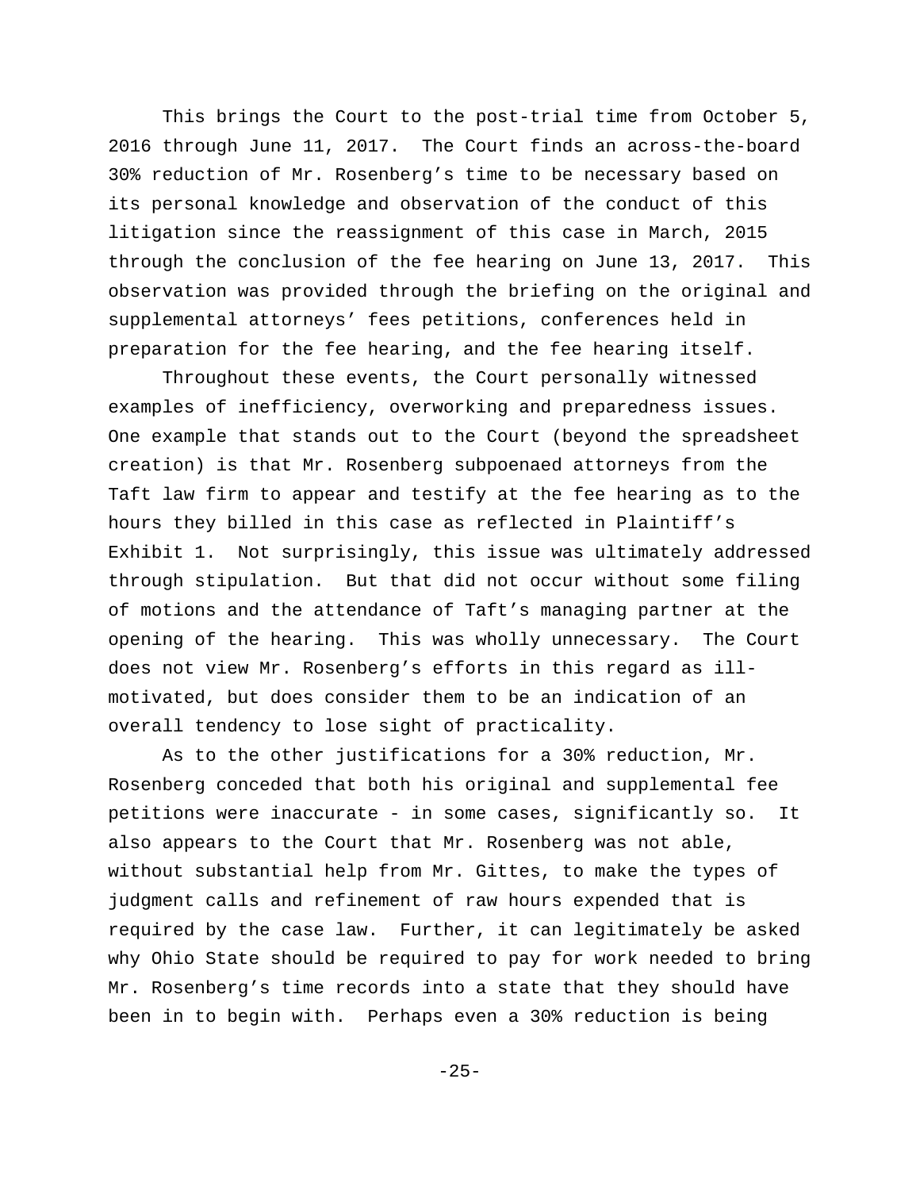This brings the Court to the post-trial time from October 5, 2016 through June 11, 2017. The Court finds an across-the-board 30% reduction of Mr. Rosenberg's time to be necessary based on its personal knowledge and observation of the conduct of this litigation since the reassignment of this case in March, 2015 through the conclusion of the fee hearing on June 13, 2017. This observation was provided through the briefing on the original and supplemental attorneys' fees petitions, conferences held in preparation for the fee hearing, and the fee hearing itself.

Throughout these events, the Court personally witnessed examples of inefficiency, overworking and preparedness issues. One example that stands out to the Court (beyond the spreadsheet creation) is that Mr. Rosenberg subpoenaed attorneys from the Taft law firm to appear and testify at the fee hearing as to the hours they billed in this case as reflected in Plaintiff's Exhibit 1. Not surprisingly, this issue was ultimately addressed through stipulation. But that did not occur without some filing of motions and the attendance of Taft's managing partner at the opening of the hearing. This was wholly unnecessary. The Court does not view Mr. Rosenberg's efforts in this regard as ill-motivated, but does consider them to be an indication of an overall tendency to lose sight of practicality.

As to the other justifications for a 30% reduction, Mr. Rosenberg conceded that both his original and supplemental fee petitions were inaccurate - in some cases, significantly so. It also appears to the Court that Mr. Rosenberg was not able, without substantial help from Mr. Gittes, to make the types of judgment calls and refinement of raw hours expended that is required by the case law. Further, it can legitimately be asked why Ohio State should be required to pay for work needed to bring Mr. Rosenberg's time records into a state that they should have been in to begin with. Perhaps even a 30% reduction is being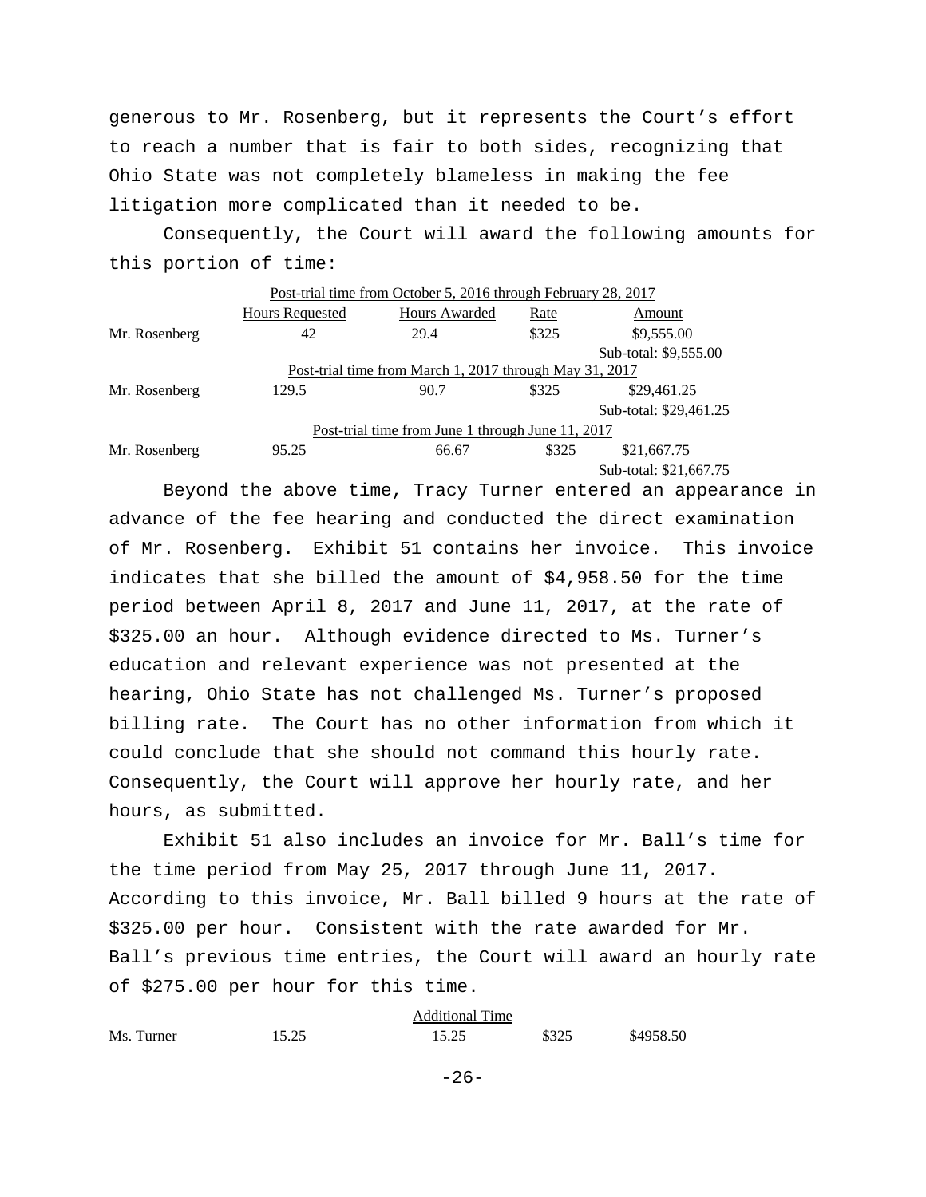generous to Mr. Rosenberg, but it represents the Court's effort to reach a number that is fair to both sides, recognizing that Ohio State was not completely blameless in making the fee litigation more complicated than it needed to be.

Consequently, the Court will award the following amounts for this portion of time:

| | Hours Requested | Hours Awarded | Rate | Amount |
|---|---|---|---|---|
| Post-trial time from October 5, 2016 through February 28, 2017 | | | | |
| Mr. Rosenberg | 42 | 29.4 | $325 | $9,555.00 |
| | | | | Sub-total: $9,555.00 |
| Post-trial time from March 1, 2017 through May 31, 2017 | | | | |
| Mr. Rosenberg | 129.5 | 90.7 | $325 | $29,461.25 |
| | | | | Sub-total: $29,461.25 |
| Post-trial time from June 1 through June 11, 2017 | | | | |
| Mr. Rosenberg | 95.25 | 66.67 | $325 | $21,667.75 |
| | | | | Sub-total: $21,667.75 |

Beyond the above time, Tracy Turner entered an appearance in advance of the fee hearing and conducted the direct examination of Mr. Rosenberg. Exhibit 51 contains her invoice. This invoice indicates that she billed the amount of $4,958.50 for the time period between April 8, 2017 and June 11, 2017, at the rate of $325.00 an hour. Although evidence directed to Ms. Turner's education and relevant experience was not presented at the hearing, Ohio State has not challenged Ms. Turner's proposed billing rate. The Court has no other information from which it could conclude that she should not command this hourly rate. Consequently, the Court will approve her hourly rate, and her hours, as submitted.

Exhibit 51 also includes an invoice for Mr. Ball's time for the time period from May 25, 2017 through June 11, 2017. According to this invoice, Mr. Ball billed 9 hours at the rate of $325.00 per hour. Consistent with the rate awarded for Mr. Ball's previous time entries, the Court will award an hourly rate of $275.00 per hour for this time.

| Additional Time | | | | |
|---|---|---|---|---|
| Ms. Turner | 15.25 | 15.25 | $325 | $4958.50 |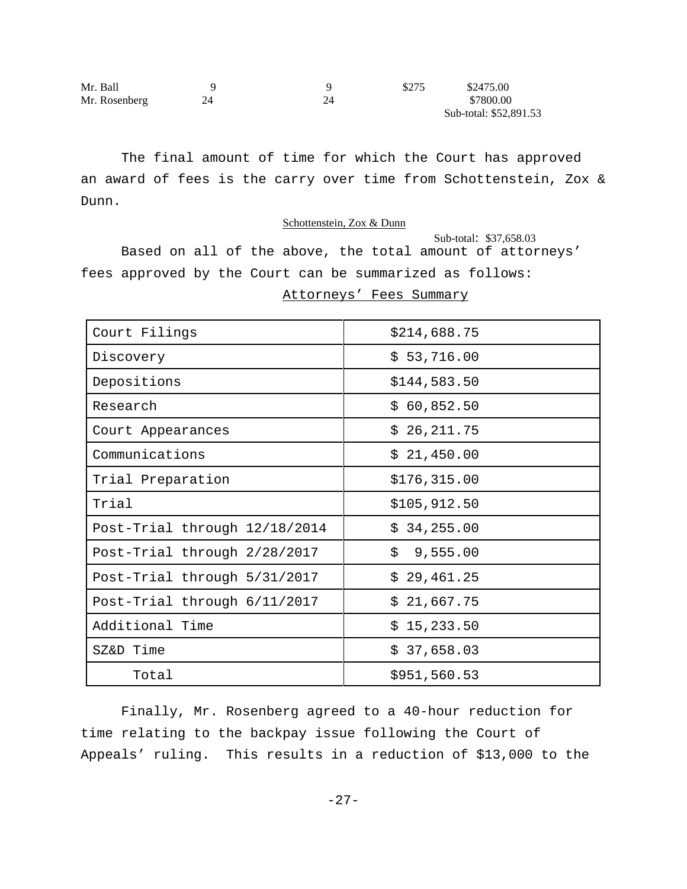| | | | | |
|---|---|---|---|---|
| Mr. Ball | 9 | 9 | $275 | $2475.00 |
| Mr. Rosenberg | 24 | 24 | | $7800.00 |
| | | | | Sub-total: $52,891.53 |

The final amount of time for which the Court has approved an award of fees is the carry over time from Schottenstein, Zox & Dunn.

Schottenstein, Zox & Dunn

Sub-total: $37,658.03

Based on all of the above, the total amount of attorneys' fees approved by the Court can be summarized as follows:

Attorneys' Fees Summary

| | |
|---|---|
| Court Filings | $214,688.75 |
| Discovery | $ 53,716.00 |
| Depositions | $144,583.50 |
| Research | $ 60,852.50 |
| Court Appearances | $ 26,211.75 |
| Communications | $ 21,450.00 |
| Trial Preparation | $176,315.00 |
| Trial | $105,912.50 |
| Post-Trial through 12/18/2014 | $ 34,255.00 |
| Post-Trial through 2/28/2017 | $ 9,555.00 |
| Post-Trial through 5/31/2017 | $ 29,461.25 |
| Post-Trial through 6/11/2017 | $ 21,667.75 |
| Additional Time | $ 15,233.50 |
| SZ&D Time | $ 37,658.03 |
| Total | $951,560.53 |

Finally, Mr. Rosenberg agreed to a 40-hour reduction for time relating to the backpay issue following the Court of Appeals' ruling. This results in a reduction of $13,000 to the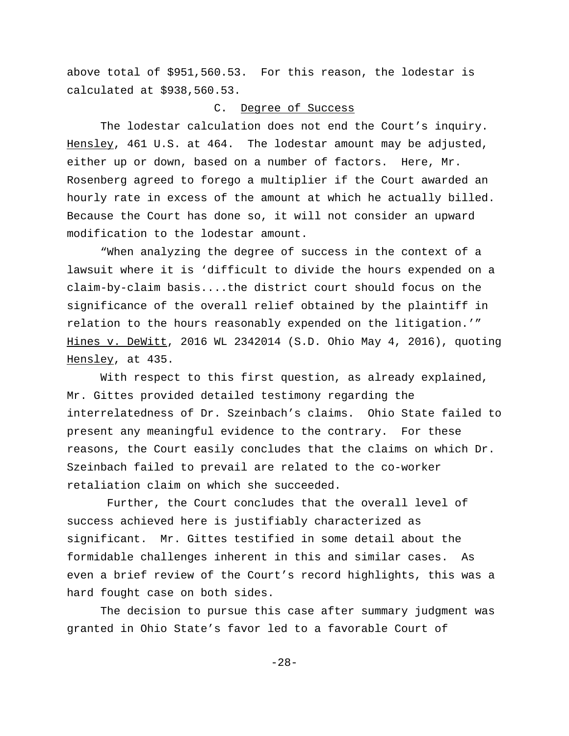above total of $951,560.53. For this reason, the lodestar is calculated at $938,560.53.

### C. Degree of Success

The lodestar calculation does not end the Court's inquiry. Hensley, 461 U.S. at 464. The lodestar amount may be adjusted, either up or down, based on a number of factors. Here, Mr. Rosenberg agreed to forego a multiplier if the Court awarded an hourly rate in excess of the amount at which he actually billed. Because the Court has done so, it will not consider an upward modification to the lodestar amount.

"When analyzing the degree of success in the context of a lawsuit where it is 'difficult to divide the hours expended on a claim-by-claim basis....the district court should focus on the significance of the overall relief obtained by the plaintiff in relation to the hours reasonably expended on the litigation.'" Hines v. DeWitt, 2016 WL 2342014 (S.D. Ohio May 4, 2016), quoting Hensley, at 435.

With respect to this first question, as already explained, Mr. Gittes provided detailed testimony regarding the interrelatedness of Dr. Szeinbach's claims. Ohio State failed to present any meaningful evidence to the contrary. For these reasons, the Court easily concludes that the claims on which Dr. Szeinbach failed to prevail are related to the co-worker retaliation claim on which she succeeded.

Further, the Court concludes that the overall level of success achieved here is justifiably characterized as significant. Mr. Gittes testified in some detail about the formidable challenges inherent in this and similar cases. As even a brief review of the Court's record highlights, this was a hard fought case on both sides.

The decision to pursue this case after summary judgment was granted in Ohio State's favor led to a favorable Court of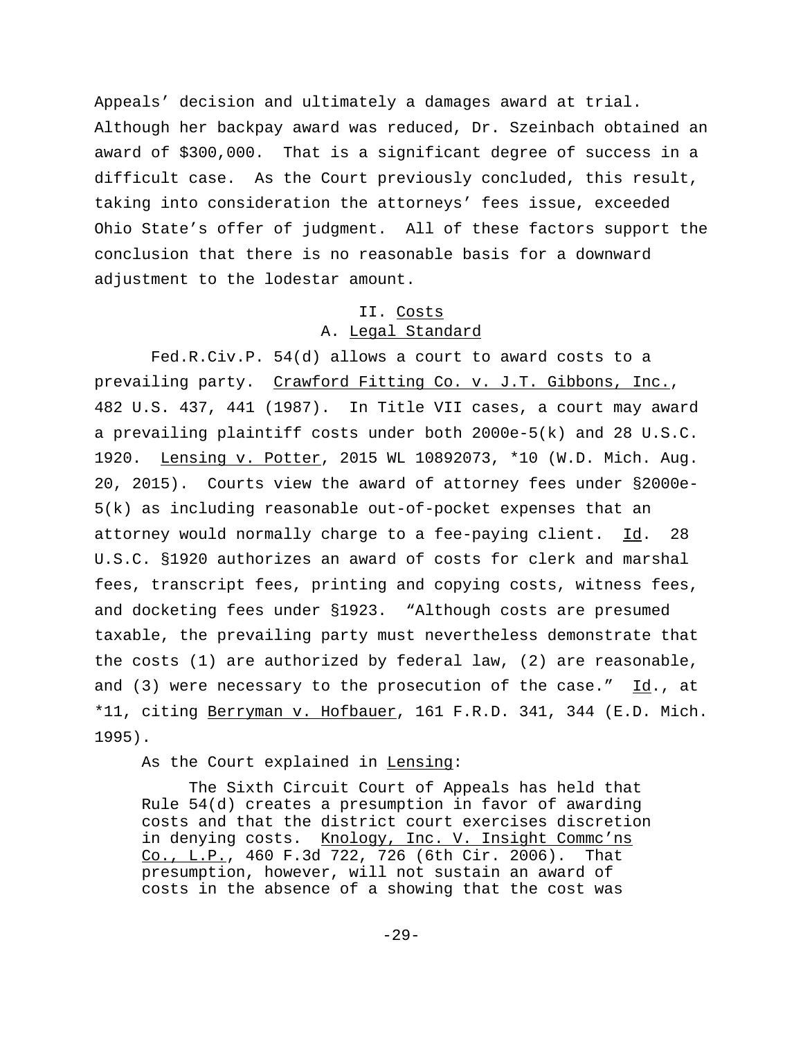Appeals' decision and ultimately a damages award at trial. Although her backpay award was reduced, Dr. Szeinbach obtained an award of $300,000. That is a significant degree of success in a difficult case. As the Court previously concluded, this result, taking into consideration the attorneys' fees issue, exceeded Ohio State's offer of judgment. All of these factors support the conclusion that there is no reasonable basis for a downward adjustment to the lodestar amount.

## II. Costs

### A. Legal Standard

Fed.R.Civ.P. 54(d) allows a court to award costs to a prevailing party. Crawford Fitting Co. v. J.T. Gibbons, Inc., 482 U.S. 437, 441 (1987). In Title VII cases, a court may award a prevailing plaintiff costs under both 2000e-5(k) and 28 U.S.C. 1920. Lensing v. Potter, 2015 WL 10892073, *10 (W.D. Mich. Aug. 20, 2015). Courts view the award of attorney fees under §2000e-5(k) as including reasonable out-of-pocket expenses that an attorney would normally charge to a fee-paying client. Id. 28 U.S.C. §1920 authorizes an award of costs for clerk and marshal fees, transcript fees, printing and copying costs, witness fees, and docketing fees under §1923. "Although costs are presumed taxable, the prevailing party must nevertheless demonstrate that the costs (1) are authorized by federal law, (2) are reasonable, and (3) were necessary to the prosecution of the case." Id., at *11, citing Berryman v. Hofbauer, 161 F.R.D. 341, 344 (E.D. Mich. 1995).

As the Court explained in Lensing:

> The Sixth Circuit Court of Appeals has held that Rule 54(d) creates a presumption in favor of awarding costs and that the district court exercises discretion in denying costs. Knology, Inc. V. Insight Commc'ns Co., L.P., 460 F.3d 722, 726 (6th Cir. 2006). That presumption, however, will not sustain an award of costs in the absence of a showing that the cost was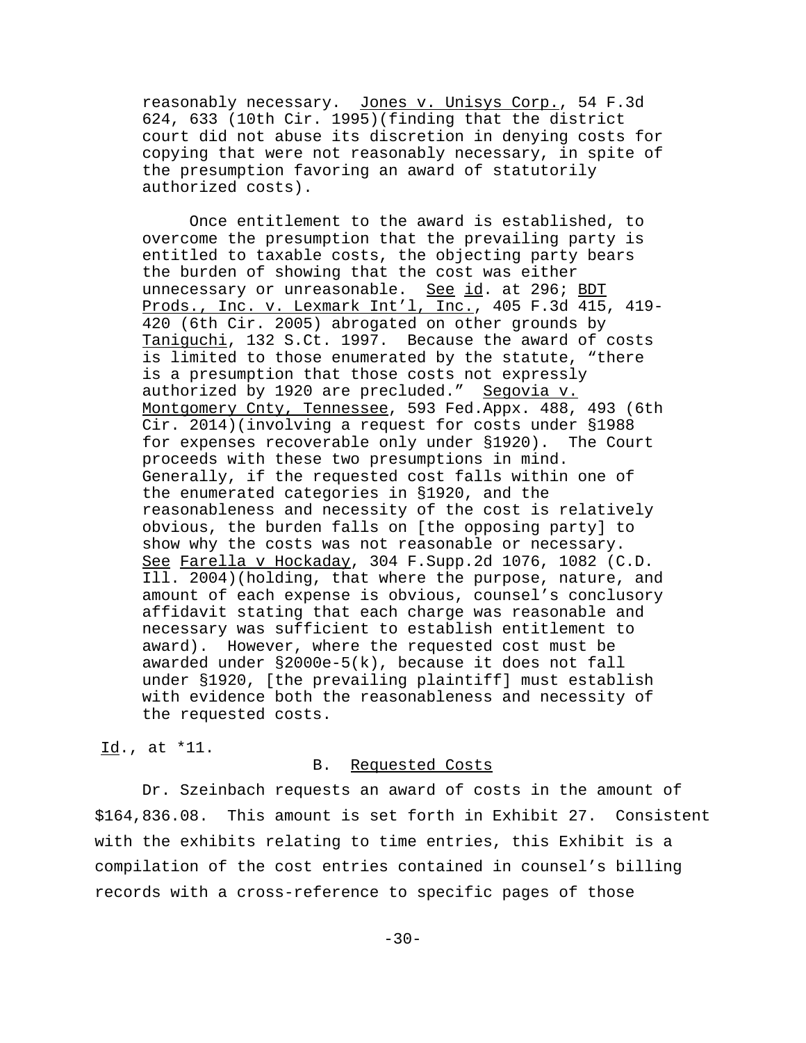> reasonably necessary. Jones v. Unisys Corp., 54 F.3d 624, 633 (10th Cir. 1995)(finding that the district court did not abuse its discretion in denying costs for copying that were not reasonably necessary, in spite of the presumption favoring an award of statutorily authorized costs).
>
> Once entitlement to the award is established, to overcome the presumption that the prevailing party is entitled to taxable costs, the objecting party bears the burden of showing that the cost was either unnecessary or unreasonable. See id. at 296; BDT Prods., Inc. v. Lexmark Int'l, Inc., 405 F.3d 415, 419-420 (6th Cir. 2005) abrogated on other grounds by Taniguchi, 132 S.Ct. 1997. Because the award of costs is limited to those enumerated by the statute, "there is a presumption that those costs not expressly authorized by 1920 are precluded." Segovia v. Montgomery Cnty, Tennessee, 593 Fed.Appx. 488, 493 (6th Cir. 2014)(involving a request for costs under §1988 for expenses recoverable only under §1920). The Court proceeds with these two presumptions in mind. Generally, if the requested cost falls within one of the enumerated categories in §1920, and the reasonableness and necessity of the cost is relatively obvious, the burden falls on [the opposing party] to show why the costs was not reasonable or necessary. See Farella v Hockaday, 304 F.Supp.2d 1076, 1082 (C.D. Ill. 2004)(holding, that where the purpose, nature, and amount of each expense is obvious, counsel's conclusory affidavit stating that each charge was reasonable and necessary was sufficient to establish entitlement to award). However, where the requested cost must be awarded under §2000e-5(k), because it does not fall under §1920, [the prevailing plaintiff] must establish with evidence both the reasonableness and necessity of the requested costs.

Id., at *11.

### B. Requested Costs

Dr. Szeinbach requests an award of costs in the amount of $164,836.08. This amount is set forth in Exhibit 27. Consistent with the exhibits relating to time entries, this Exhibit is a compilation of the cost entries contained in counsel's billing records with a cross-reference to specific pages of those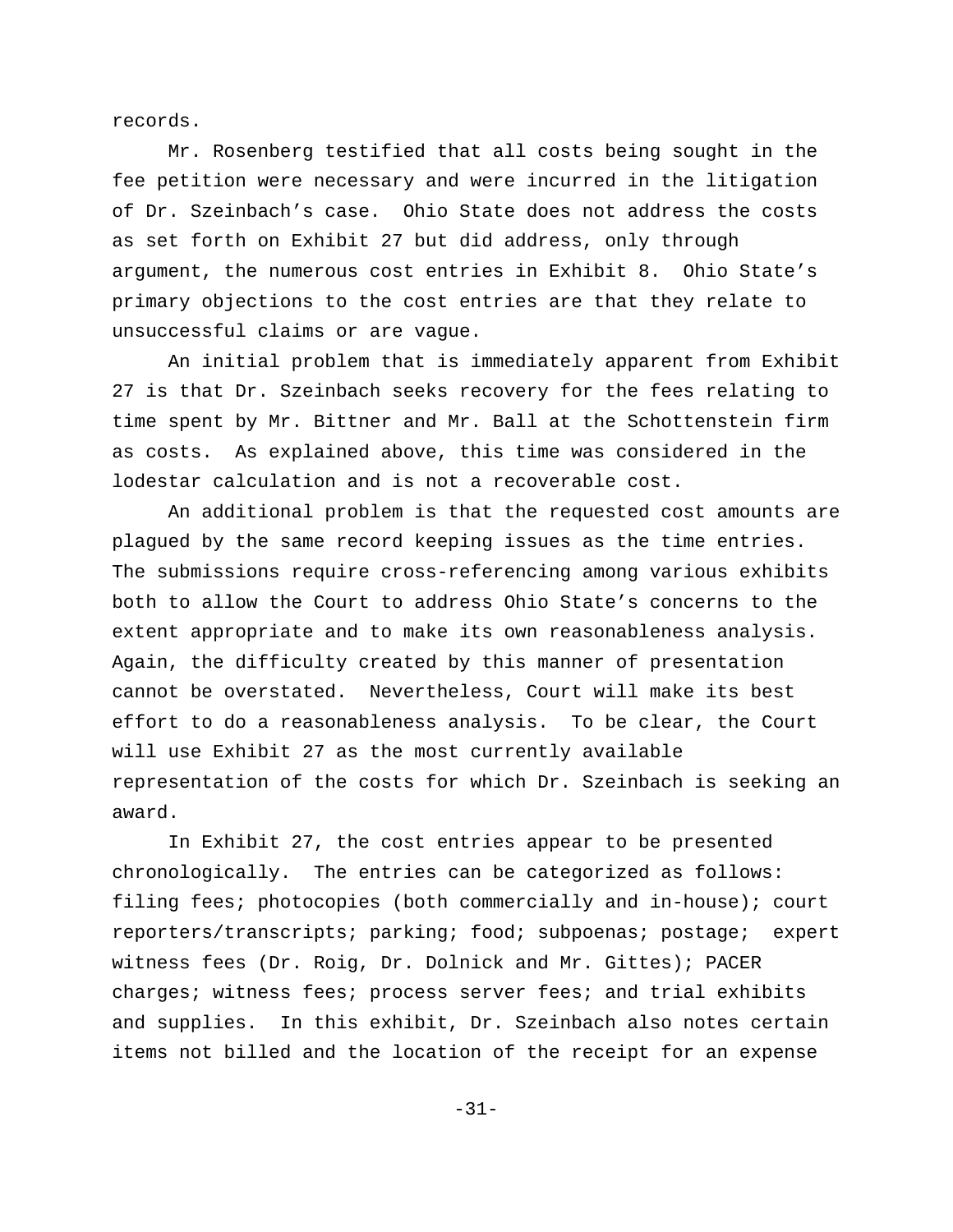records.

Mr. Rosenberg testified that all costs being sought in the fee petition were necessary and were incurred in the litigation of Dr. Szeinbach's case. Ohio State does not address the costs as set forth on Exhibit 27 but did address, only through argument, the numerous cost entries in Exhibit 8. Ohio State's primary objections to the cost entries are that they relate to unsuccessful claims or are vague.

An initial problem that is immediately apparent from Exhibit 27 is that Dr. Szeinbach seeks recovery for the fees relating to time spent by Mr. Bittner and Mr. Ball at the Schottenstein firm as costs. As explained above, this time was considered in the lodestar calculation and is not a recoverable cost.

An additional problem is that the requested cost amounts are plagued by the same record keeping issues as the time entries. The submissions require cross-referencing among various exhibits both to allow the Court to address Ohio State's concerns to the extent appropriate and to make its own reasonableness analysis. Again, the difficulty created by this manner of presentation cannot be overstated. Nevertheless, Court will make its best effort to do a reasonableness analysis. To be clear, the Court will use Exhibit 27 as the most currently available representation of the costs for which Dr. Szeinbach is seeking an award.

In Exhibit 27, the cost entries appear to be presented chronologically. The entries can be categorized as follows: filing fees; photocopies (both commercially and in-house); court reporters/transcripts; parking; food; subpoenas; postage; expert witness fees (Dr. Roig, Dr. Dolnick and Mr. Gittes); PACER charges; witness fees; process server fees; and trial exhibits and supplies. In this exhibit, Dr. Szeinbach also notes certain items not billed and the location of the receipt for an expense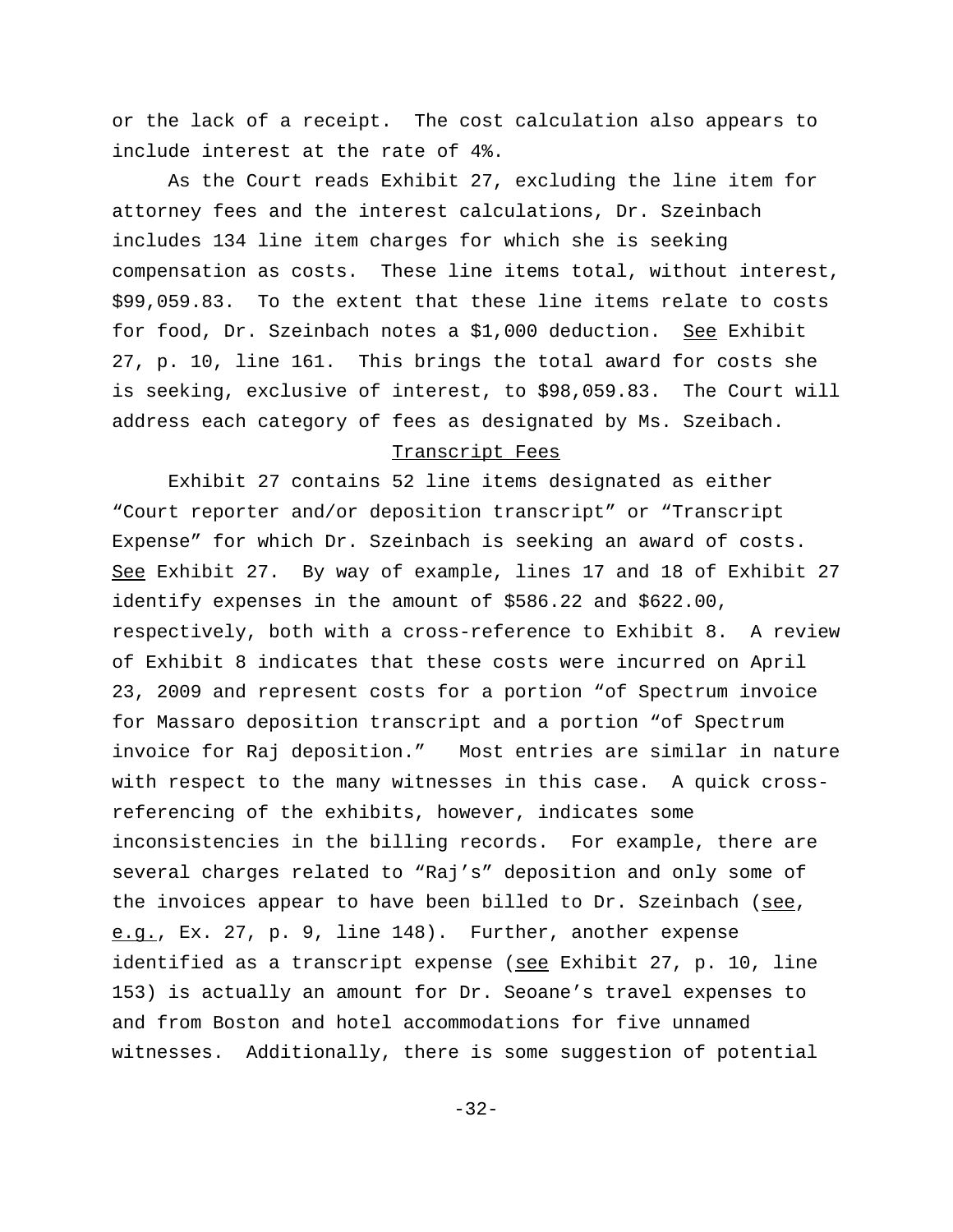or the lack of a receipt. The cost calculation also appears to include interest at the rate of 4%.

As the Court reads Exhibit 27, excluding the line item for attorney fees and the interest calculations, Dr. Szeinbach includes 134 line item charges for which she is seeking compensation as costs. These line items total, without interest, $99,059.83. To the extent that these line items relate to costs for food, Dr. Szeinbach notes a $1,000 deduction. See Exhibit 27, p. 10, line 161. This brings the total award for costs she is seeking, exclusive of interest, to $98,059.83. The Court will address each category of fees as designated by Ms. Szeibach.

Transcript Fees

Exhibit 27 contains 52 line items designated as either "Court reporter and/or deposition transcript" or "Transcript Expense" for which Dr. Szeinbach is seeking an award of costs. See Exhibit 27. By way of example, lines 17 and 18 of Exhibit 27 identify expenses in the amount of $586.22 and $622.00, respectively, both with a cross-reference to Exhibit 8. A review of Exhibit 8 indicates that these costs were incurred on April 23, 2009 and represent costs for a portion "of Spectrum invoice for Massaro deposition transcript and a portion "of Spectrum invoice for Raj deposition." Most entries are similar in nature with respect to the many witnesses in this case. A quick cross-referencing of the exhibits, however, indicates some inconsistencies in the billing records. For example, there are several charges related to "Raj's" deposition and only some of the invoices appear to have been billed to Dr. Szeinbach (see, e.g., Ex. 27, p. 9, line 148). Further, another expense identified as a transcript expense (see Exhibit 27, p. 10, line 153) is actually an amount for Dr. Seoane's travel expenses to and from Boston and hotel accommodations for five unnamed witnesses. Additionally, there is some suggestion of potential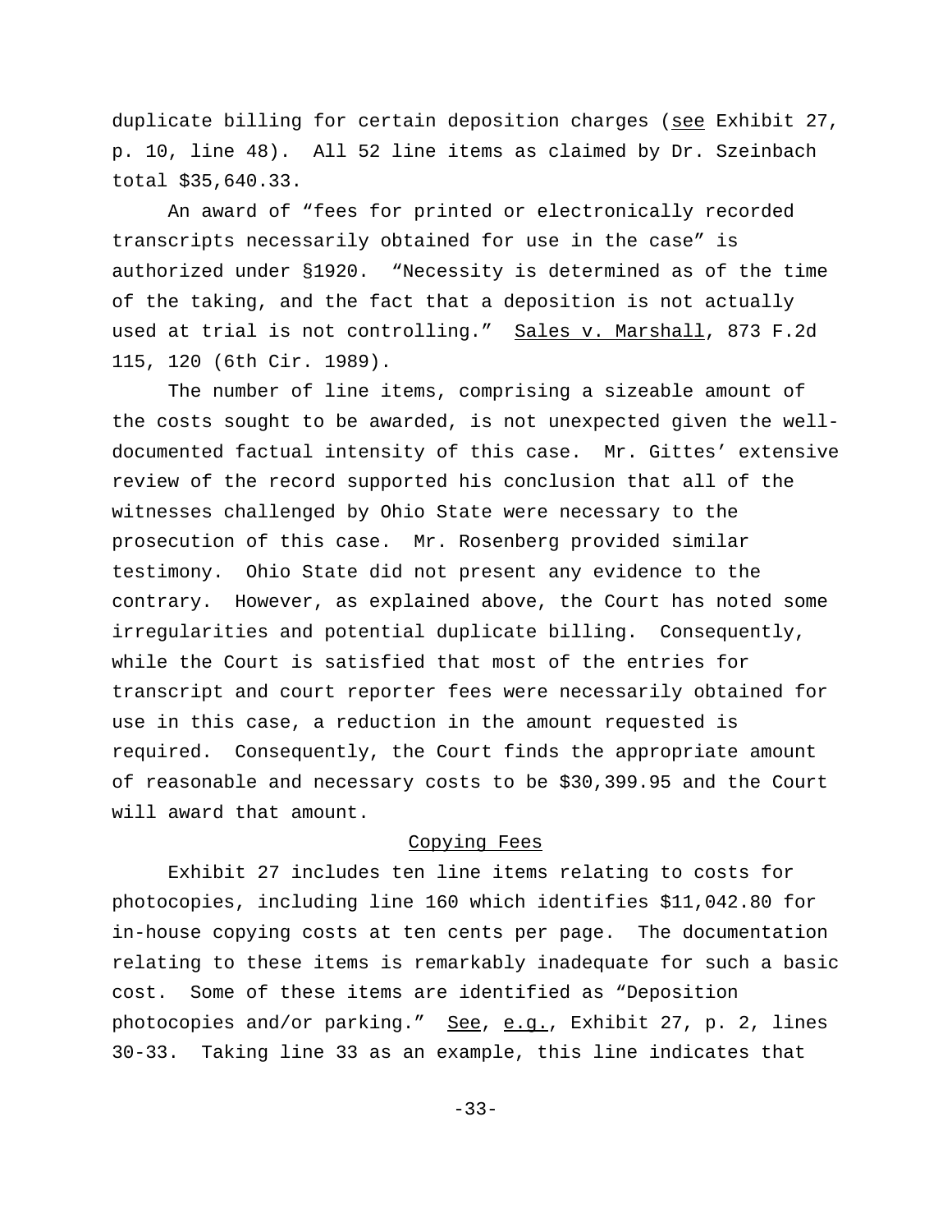duplicate billing for certain deposition charges (see Exhibit 27, p. 10, line 48). All 52 line items as claimed by Dr. Szeinbach total $35,640.33.

An award of "fees for printed or electronically recorded transcripts necessarily obtained for use in the case" is authorized under §1920. "Necessity is determined as of the time of the taking, and the fact that a deposition is not actually used at trial is not controlling." Sales v. Marshall, 873 F.2d 115, 120 (6th Cir. 1989).

The number of line items, comprising a sizeable amount of the costs sought to be awarded, is not unexpected given the well-documented factual intensity of this case. Mr. Gittes' extensive review of the record supported his conclusion that all of the witnesses challenged by Ohio State were necessary to the prosecution of this case. Mr. Rosenberg provided similar testimony. Ohio State did not present any evidence to the contrary. However, as explained above, the Court has noted some irregularities and potential duplicate billing. Consequently, while the Court is satisfied that most of the entries for transcript and court reporter fees were necessarily obtained for use in this case, a reduction in the amount requested is required. Consequently, the Court finds the appropriate amount of reasonable and necessary costs to be $30,399.95 and the Court will award that amount.

## Copying Fees

Exhibit 27 includes ten line items relating to costs for photocopies, including line 160 which identifies $11,042.80 for in-house copying costs at ten cents per page. The documentation relating to these items is remarkably inadequate for such a basic cost. Some of these items are identified as "Deposition photocopies and/or parking." See, e.g., Exhibit 27, p. 2, lines 30-33. Taking line 33 as an example, this line indicates that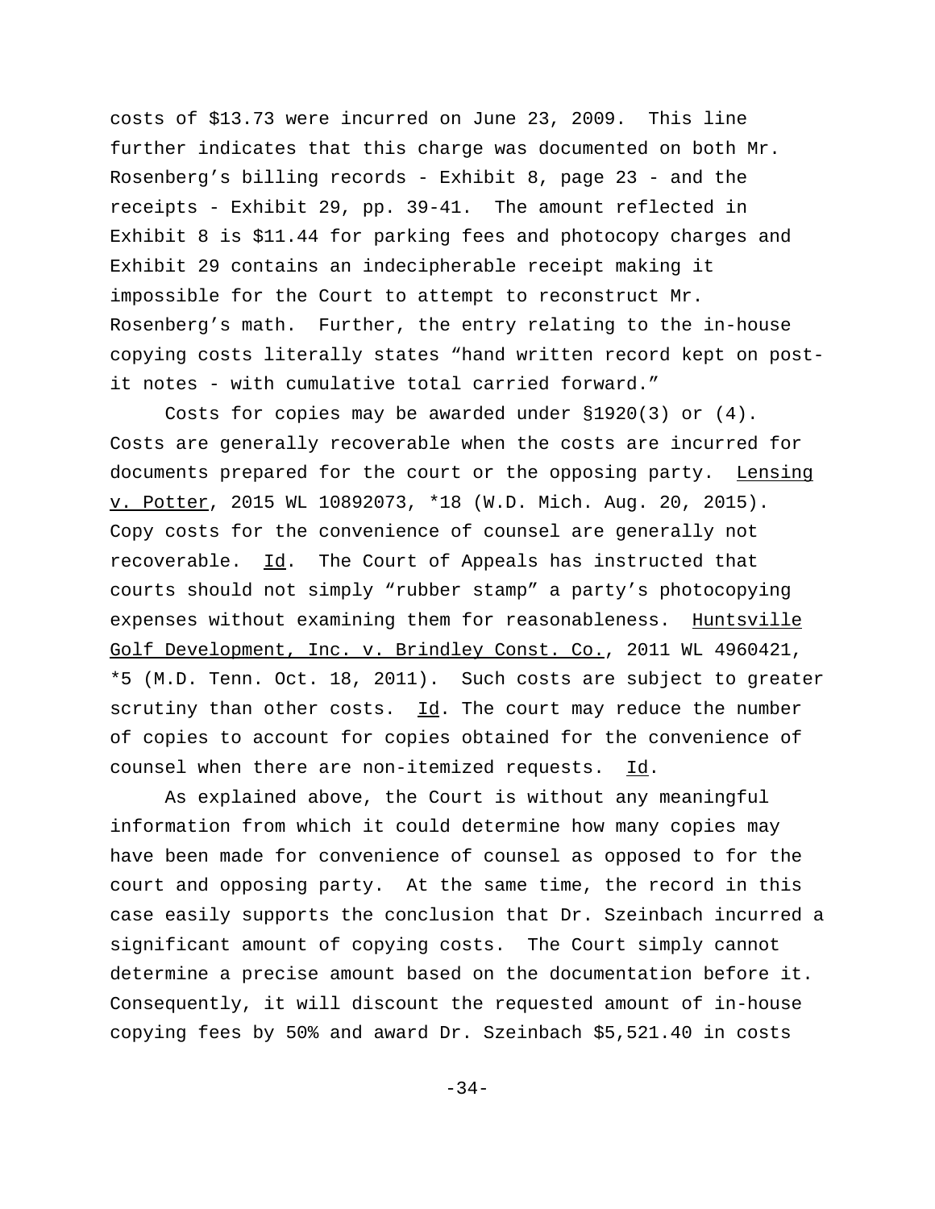costs of $13.73 were incurred on June 23, 2009. This line further indicates that this charge was documented on both Mr. Rosenberg's billing records - Exhibit 8, page 23 - and the receipts - Exhibit 29, pp. 39-41. The amount reflected in Exhibit 8 is $11.44 for parking fees and photocopy charges and Exhibit 29 contains an indecipherable receipt making it impossible for the Court to attempt to reconstruct Mr. Rosenberg's math. Further, the entry relating to the in-house copying costs literally states "hand written record kept on post-it notes - with cumulative total carried forward."

Costs for copies may be awarded under §1920(3) or (4). Costs are generally recoverable when the costs are incurred for documents prepared for the court or the opposing party. Lensing v. Potter, 2015 WL 10892073, *18 (W.D. Mich. Aug. 20, 2015). Copy costs for the convenience of counsel are generally not recoverable. Id. The Court of Appeals has instructed that courts should not simply "rubber stamp" a party's photocopying expenses without examining them for reasonableness. Huntsville Golf Development, Inc. v. Brindley Const. Co., 2011 WL 4960421, *5 (M.D. Tenn. Oct. 18, 2011). Such costs are subject to greater scrutiny than other costs. Id. The court may reduce the number of copies to account for copies obtained for the convenience of counsel when there are non-itemized requests. Id.

As explained above, the Court is without any meaningful information from which it could determine how many copies may have been made for convenience of counsel as opposed to for the court and opposing party. At the same time, the record in this case easily supports the conclusion that Dr. Szeinbach incurred a significant amount of copying costs. The Court simply cannot determine a precise amount based on the documentation before it. Consequently, it will discount the requested amount of in-house copying fees by 50% and award Dr. Szeinbach $5,521.40 in costs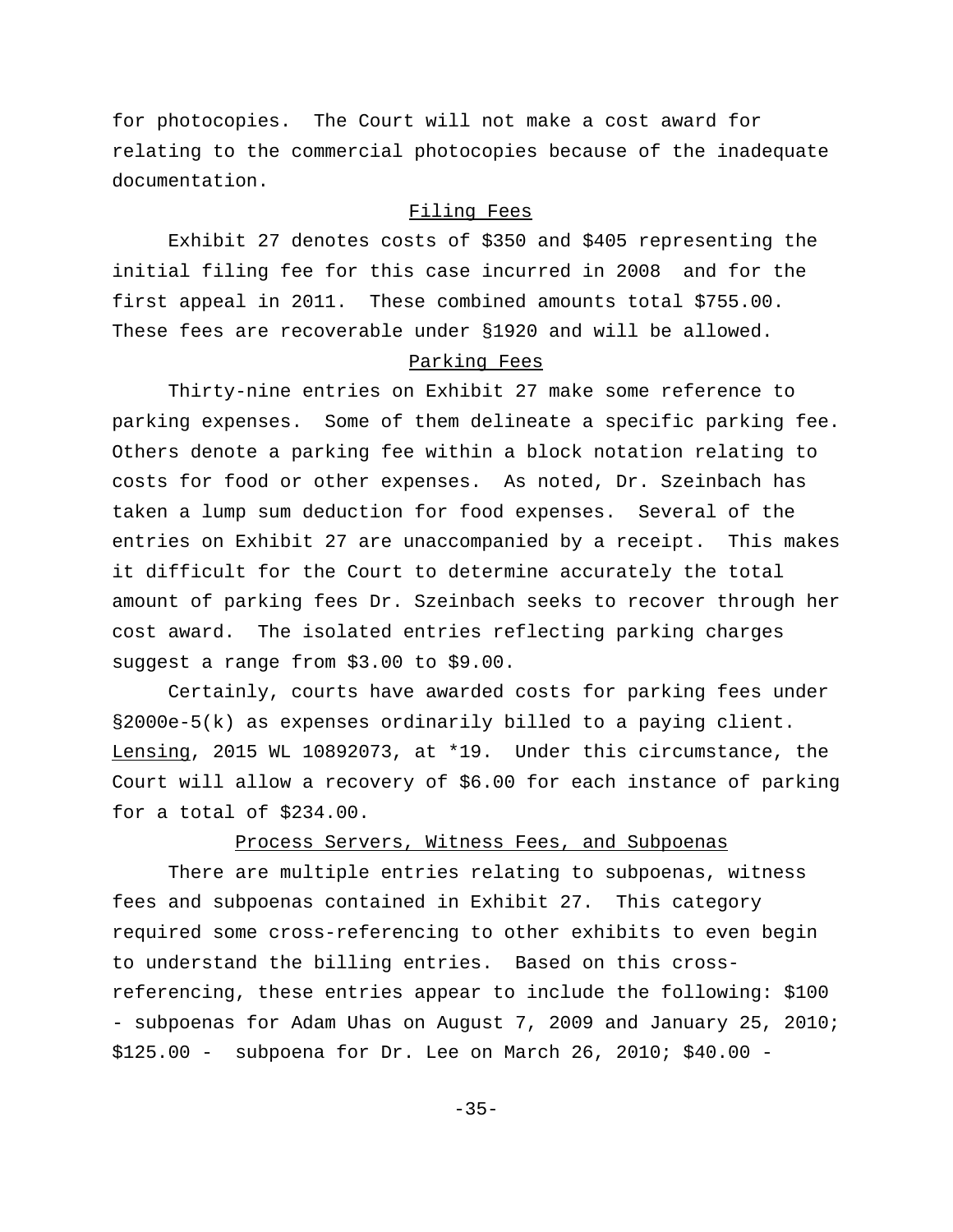for photocopies. The Court will not make a cost award for relating to the commercial photocopies because of the inadequate documentation.

## Filing Fees

Exhibit 27 denotes costs of $350 and $405 representing the initial filing fee for this case incurred in 2008 and for the first appeal in 2011. These combined amounts total $755.00. These fees are recoverable under §1920 and will be allowed.

## Parking Fees

Thirty-nine entries on Exhibit 27 make some reference to parking expenses. Some of them delineate a specific parking fee. Others denote a parking fee within a block notation relating to costs for food or other expenses. As noted, Dr. Szeinbach has taken a lump sum deduction for food expenses. Several of the entries on Exhibit 27 are unaccompanied by a receipt. This makes it difficult for the Court to determine accurately the total amount of parking fees Dr. Szeinbach seeks to recover through her cost award. The isolated entries reflecting parking charges suggest a range from $3.00 to $9.00.

Certainly, courts have awarded costs for parking fees under §2000e-5(k) as expenses ordinarily billed to a paying client. Lensing, 2015 WL 10892073, at *19. Under this circumstance, the Court will allow a recovery of $6.00 for each instance of parking for a total of $234.00.

## Process Servers, Witness Fees, and Subpoenas

There are multiple entries relating to subpoenas, witness fees and subpoenas contained in Exhibit 27. This category required some cross-referencing to other exhibits to even begin to understand the billing entries. Based on this cross-referencing, these entries appear to include the following: $100 - subpoenas for Adam Uhas on August 7, 2009 and January 25, 2010; $125.00 - subpoena for Dr. Lee on March 26, 2010; $40.00 -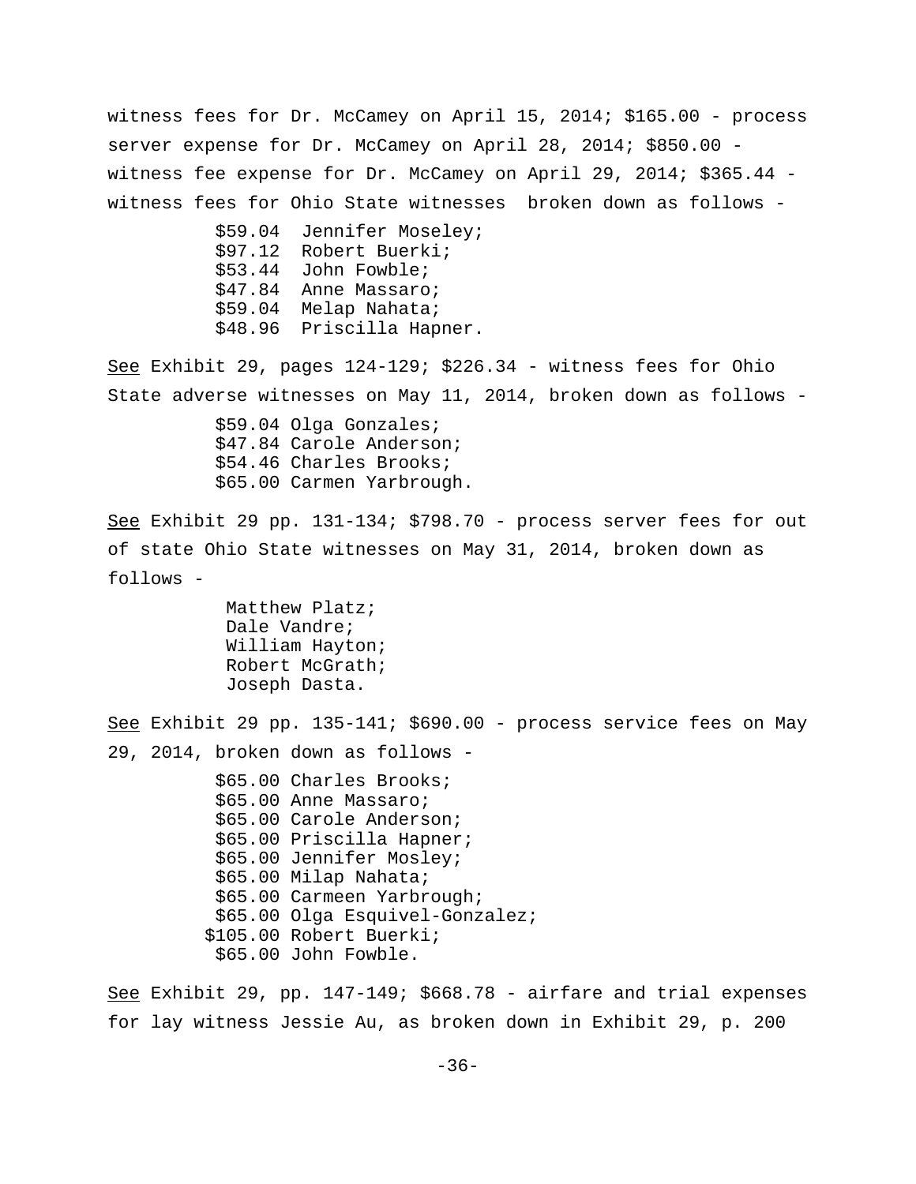witness fees for Dr. McCamey on April 15, 2014; $165.00 - process server expense for Dr. McCamey on April 28, 2014; $850.00 - witness fee expense for Dr. McCamey on April 29, 2014; $365.44 - witness fees for Ohio State witnesses broken down as follows -

> $59.04 Jennifer Moseley;
> $97.12 Robert Buerki;
> $53.44 John Fowble;
> $47.84 Anne Massaro;
> $59.04 Melap Nahata;
> $48.96 Priscilla Hapner.

_See_ Exhibit 29, pages 124-129; $226.34 - witness fees for Ohio State adverse witnesses on May 11, 2014, broken down as follows -

> $59.04 Olga Gonzales;
> $47.84 Carole Anderson;
> $54.46 Charles Brooks;
> $65.00 Carmen Yarbrough.

_See_ Exhibit 29 pp. 131-134; $798.70 - process server fees for out of state Ohio State witnesses on May 31, 2014, broken down as follows -

> Matthew Platz;
> Dale Vandre;
> William Hayton;
> Robert McGrath;
> Joseph Dasta.

_See_ Exhibit 29 pp. 135-141; $690.00 - process service fees on May 29, 2014, broken down as follows -

> $65.00 Charles Brooks;
> $65.00 Anne Massaro;
> $65.00 Carole Anderson;
> $65.00 Priscilla Hapner;
> $65.00 Jennifer Mosley;
> $65.00 Milap Nahata;
> $65.00 Carmeen Yarbrough;
> $65.00 Olga Esquivel-Gonzalez;
> $105.00 Robert Buerki;
> $65.00 John Fowble.

_See_ Exhibit 29, pp. 147-149; $668.78 - airfare and trial expenses for lay witness Jessie Au, as broken down in Exhibit 29, p. 200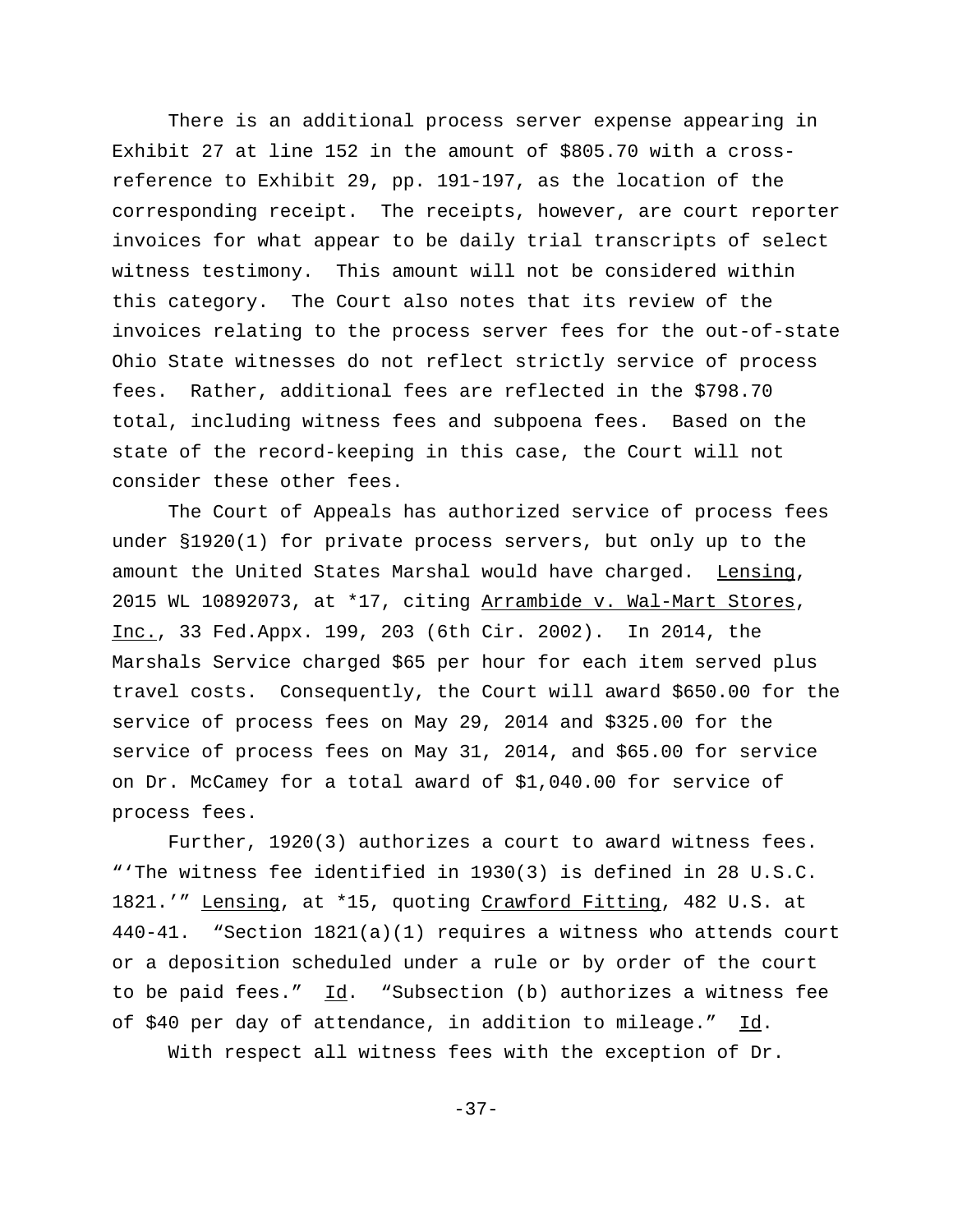There is an additional process server expense appearing in Exhibit 27 at line 152 in the amount of $805.70 with a cross-reference to Exhibit 29, pp. 191-197, as the location of the corresponding receipt. The receipts, however, are court reporter invoices for what appear to be daily trial transcripts of select witness testimony. This amount will not be considered within this category. The Court also notes that its review of the invoices relating to the process server fees for the out-of-state Ohio State witnesses do not reflect strictly service of process fees. Rather, additional fees are reflected in the $798.70 total, including witness fees and subpoena fees. Based on the state of the record-keeping in this case, the Court will not consider these other fees.

The Court of Appeals has authorized service of process fees under §1920(1) for private process servers, but only up to the amount the United States Marshal would have charged. Lensing, 2015 WL 10892073, at *17, citing Arrambide v. Wal-Mart Stores, Inc., 33 Fed.Appx. 199, 203 (6th Cir. 2002). In 2014, the Marshals Service charged $65 per hour for each item served plus travel costs. Consequently, the Court will award $650.00 for the service of process fees on May 29, 2014 and $325.00 for the service of process fees on May 31, 2014, and $65.00 for service on Dr. McCamey for a total award of $1,040.00 for service of process fees.

Further, 1920(3) authorizes a court to award witness fees. "'The witness fee identified in 1930(3) is defined in 28 U.S.C. 1821.'" Lensing, at *15, quoting Crawford Fitting, 482 U.S. at 440-41. "Section 1821(a)(1) requires a witness who attends court or a deposition scheduled under a rule or by order of the court to be paid fees." Id. "Subsection (b) authorizes a witness fee of $40 per day of attendance, in addition to mileage." Id.

With respect all witness fees with the exception of Dr.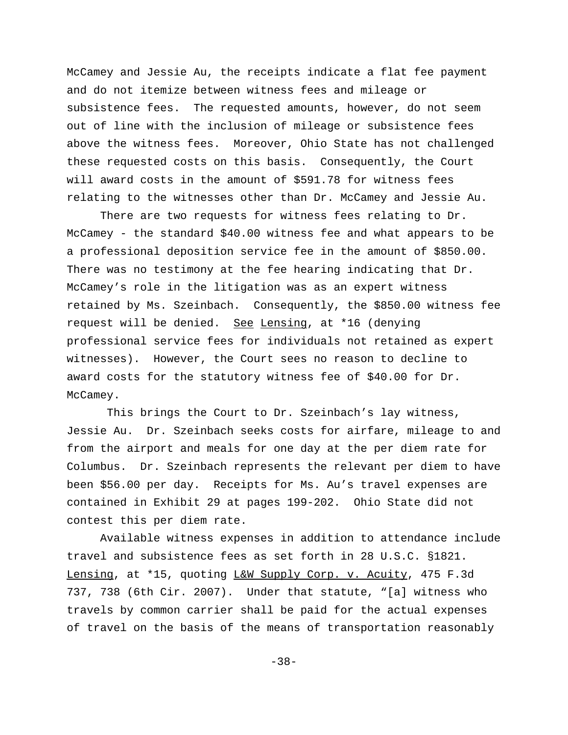McCamey and Jessie Au, the receipts indicate a flat fee payment and do not itemize between witness fees and mileage or subsistence fees. The requested amounts, however, do not seem out of line with the inclusion of mileage or subsistence fees above the witness fees. Moreover, Ohio State has not challenged these requested costs on this basis. Consequently, the Court will award costs in the amount of $591.78 for witness fees relating to the witnesses other than Dr. McCamey and Jessie Au.

There are two requests for witness fees relating to Dr. McCamey - the standard $40.00 witness fee and what appears to be a professional deposition service fee in the amount of $850.00. There was no testimony at the fee hearing indicating that Dr. McCamey's role in the litigation was as an expert witness retained by Ms. Szeinbach. Consequently, the $850.00 witness fee request will be denied. See Lensing, at *16 (denying professional service fees for individuals not retained as expert witnesses). However, the Court sees no reason to decline to award costs for the statutory witness fee of $40.00 for Dr. McCamey.

This brings the Court to Dr. Szeinbach's lay witness, Jessie Au. Dr. Szeinbach seeks costs for airfare, mileage to and from the airport and meals for one day at the per diem rate for Columbus. Dr. Szeinbach represents the relevant per diem to have been $56.00 per day. Receipts for Ms. Au's travel expenses are contained in Exhibit 29 at pages 199-202. Ohio State did not contest this per diem rate.

Available witness expenses in addition to attendance include travel and subsistence fees as set forth in 28 U.S.C. §1821. Lensing, at *15, quoting L&W Supply Corp. v. Acuity, 475 F.3d 737, 738 (6th Cir. 2007). Under that statute, "[a] witness who travels by common carrier shall be paid for the actual expenses of travel on the basis of the means of transportation reasonably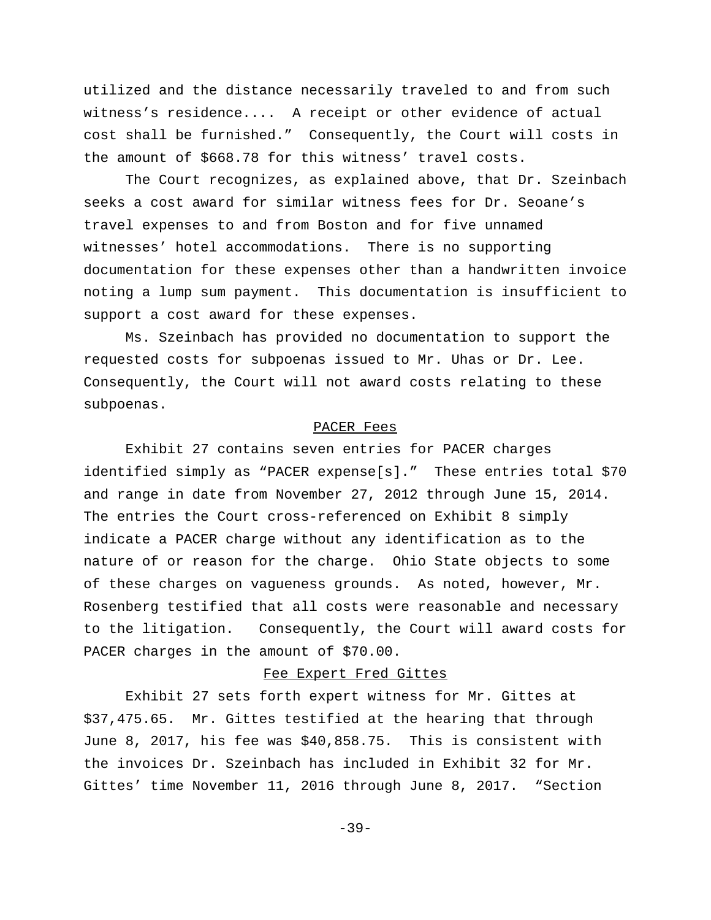utilized and the distance necessarily traveled to and from such witness's residence.... A receipt or other evidence of actual cost shall be furnished." Consequently, the Court will costs in the amount of $668.78 for this witness' travel costs.

The Court recognizes, as explained above, that Dr. Szeinbach seeks a cost award for similar witness fees for Dr. Seoane's travel expenses to and from Boston and for five unnamed witnesses' hotel accommodations. There is no supporting documentation for these expenses other than a handwritten invoice noting a lump sum payment. This documentation is insufficient to support a cost award for these expenses.

Ms. Szeinbach has provided no documentation to support the requested costs for subpoenas issued to Mr. Uhas or Dr. Lee. Consequently, the Court will not award costs relating to these subpoenas.

<u>PACER Fees</u>

Exhibit 27 contains seven entries for PACER charges identified simply as "PACER expense[s]." These entries total $70 and range in date from November 27, 2012 through June 15, 2014. The entries the Court cross-referenced on Exhibit 8 simply indicate a PACER charge without any identification as to the nature of or reason for the charge. Ohio State objects to some of these charges on vagueness grounds. As noted, however, Mr. Rosenberg testified that all costs were reasonable and necessary to the litigation. Consequently, the Court will award costs for PACER charges in the amount of $70.00.

<u>Fee Expert Fred Gittes</u>

Exhibit 27 sets forth expert witness for Mr. Gittes at $37,475.65. Mr. Gittes testified at the hearing that through June 8, 2017, his fee was $40,858.75. This is consistent with the invoices Dr. Szeinbach has included in Exhibit 32 for Mr. Gittes' time November 11, 2016 through June 8, 2017. "Section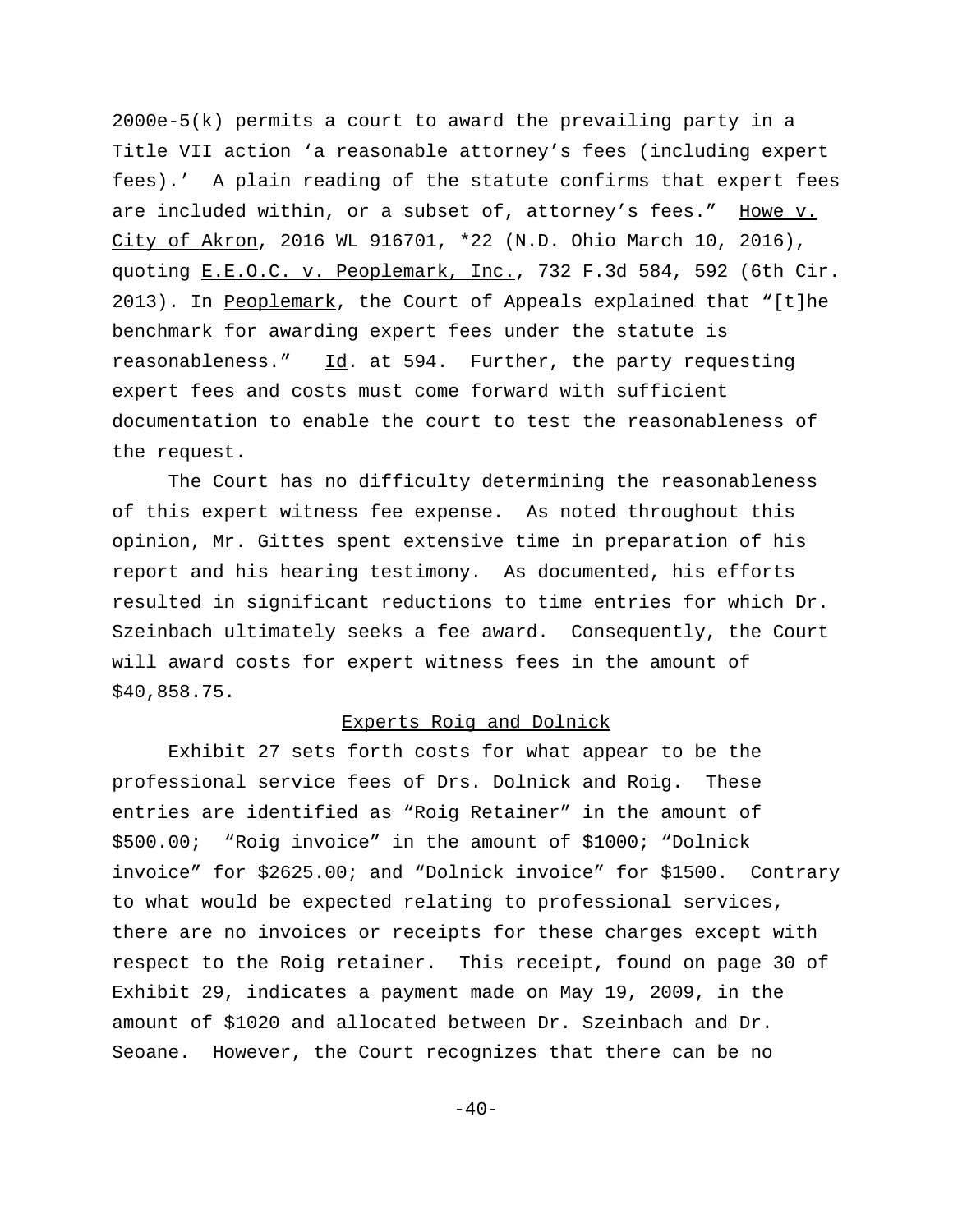2000e-5(k) permits a court to award the prevailing party in a Title VII action 'a reasonable attorney's fees (including expert fees).' A plain reading of the statute confirms that expert fees are included within, or a subset of, attorney's fees." Howe v. City of Akron, 2016 WL 916701, *22 (N.D. Ohio March 10, 2016), quoting E.E.O.C. v. Peoplemark, Inc., 732 F.3d 584, 592 (6th Cir. 2013). In Peoplemark, the Court of Appeals explained that "[t]he benchmark for awarding expert fees under the statute is reasonableness." Id. at 594. Further, the party requesting expert fees and costs must come forward with sufficient documentation to enable the court to test the reasonableness of the request.

The Court has no difficulty determining the reasonableness of this expert witness fee expense. As noted throughout this opinion, Mr. Gittes spent extensive time in preparation of his report and his hearing testimony. As documented, his efforts resulted in significant reductions to time entries for which Dr. Szeinbach ultimately seeks a fee award. Consequently, the Court will award costs for expert witness fees in the amount of $40,858.75.

Experts Roig and Dolnick

Exhibit 27 sets forth costs for what appear to be the professional service fees of Drs. Dolnick and Roig. These entries are identified as "Roig Retainer" in the amount of $500.00; "Roig invoice" in the amount of $1000; "Dolnick invoice" for $2625.00; and "Dolnick invoice" for $1500. Contrary to what would be expected relating to professional services, there are no invoices or receipts for these charges except with respect to the Roig retainer. This receipt, found on page 30 of Exhibit 29, indicates a payment made on May 19, 2009, in the amount of $1020 and allocated between Dr. Szeinbach and Dr. Seoane. However, the Court recognizes that there can be no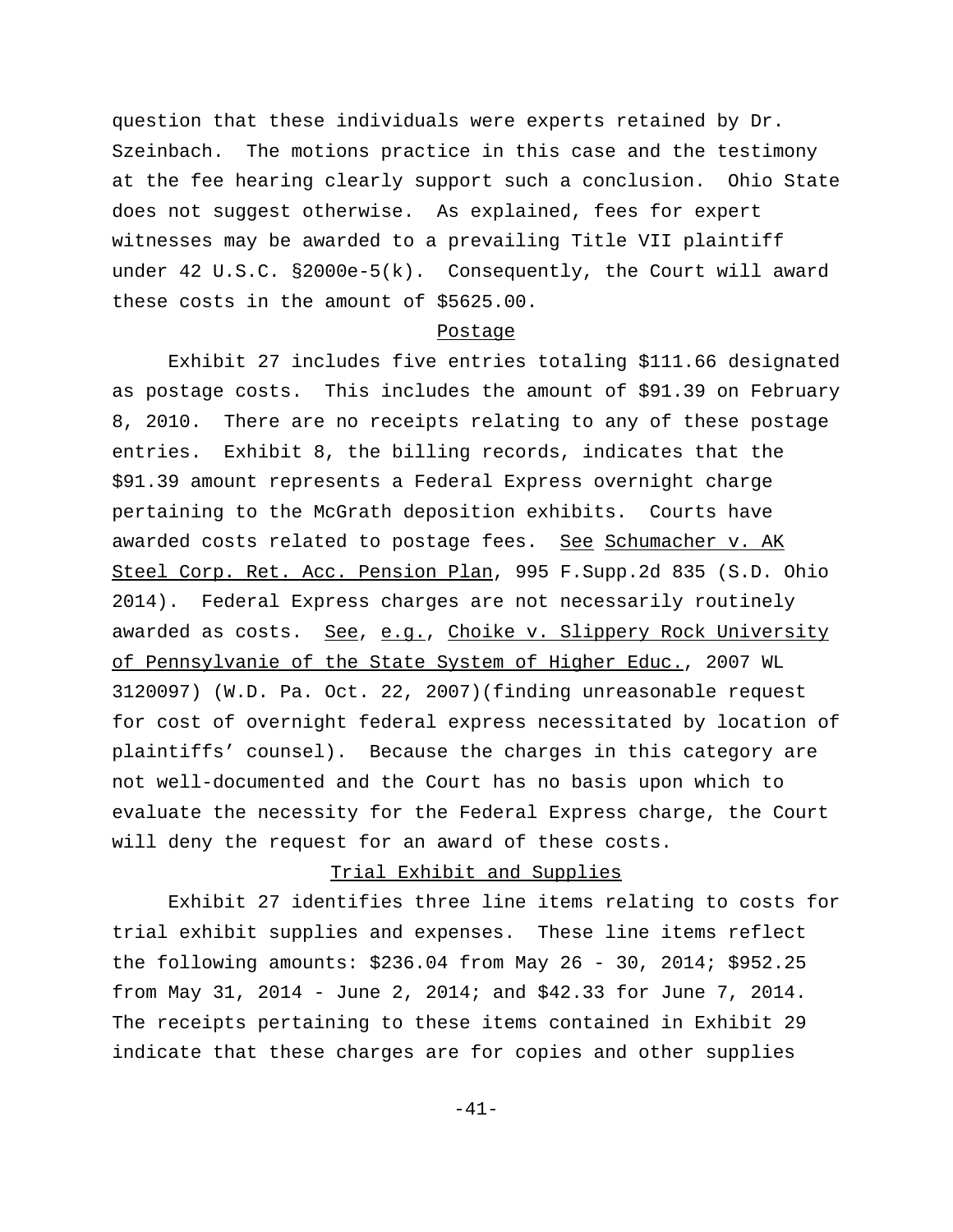question that these individuals were experts retained by Dr. Szeinbach. The motions practice in this case and the testimony at the fee hearing clearly support such a conclusion. Ohio State does not suggest otherwise. As explained, fees for expert witnesses may be awarded to a prevailing Title VII plaintiff under 42 U.S.C. §2000e-5(k). Consequently, the Court will award these costs in the amount of $5625.00.

<u>Postage</u>

Exhibit 27 includes five entries totaling $111.66 designated as postage costs. This includes the amount of $91.39 on February 8, 2010. There are no receipts relating to any of these postage entries. Exhibit 8, the billing records, indicates that the $91.39 amount represents a Federal Express overnight charge pertaining to the McGrath deposition exhibits. Courts have awarded costs related to postage fees. <u>See</u> <u>Schumacher v. AK Steel Corp. Ret. Acc. Pension Plan</u>, 995 F.Supp.2d 835 (S.D. Ohio 2014). Federal Express charges are not necessarily routinely awarded as costs. <u>See</u>, <u>e.g.</u>, <u>Choike v. Slippery Rock University of Pennsylvanie of the State System of Higher Educ.</u>, 2007 WL 3120097) (W.D. Pa. Oct. 22, 2007)(finding unreasonable request for cost of overnight federal express necessitated by location of plaintiffs' counsel). Because the charges in this category are not well-documented and the Court has no basis upon which to evaluate the necessity for the Federal Express charge, the Court will deny the request for an award of these costs.

<u>Trial Exhibit and Supplies</u>

Exhibit 27 identifies three line items relating to costs for trial exhibit supplies and expenses. These line items reflect the following amounts: $236.04 from May 26 - 30, 2014; $952.25 from May 31, 2014 - June 2, 2014; and $42.33 for June 7, 2014. The receipts pertaining to these items contained in Exhibit 29 indicate that these charges are for copies and other supplies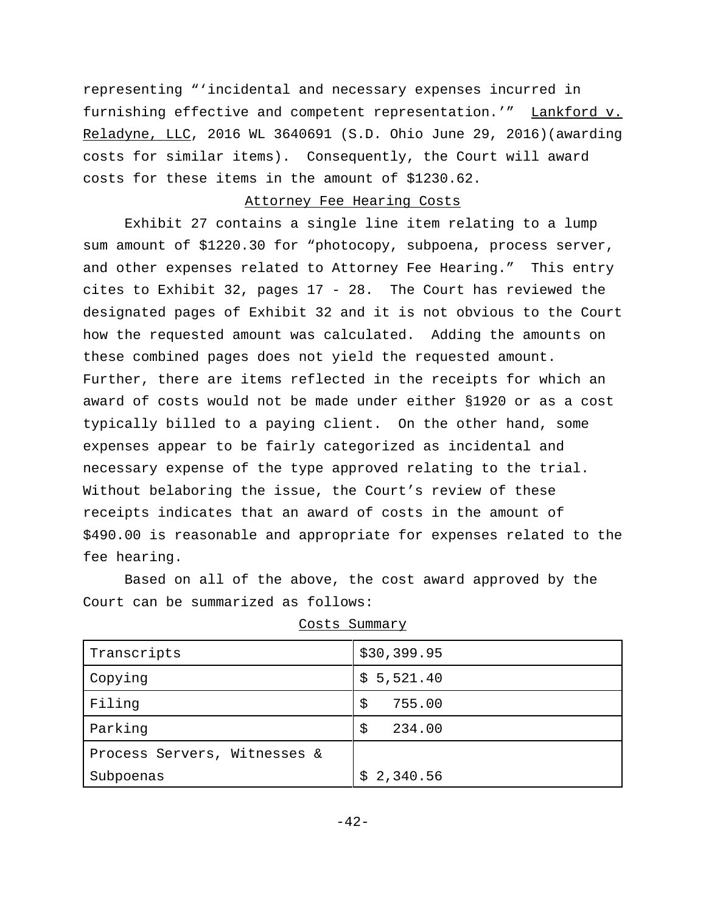representing "'incidental and necessary expenses incurred in furnishing effective and competent representation.'" Lankford v. Reladyne, LLC, 2016 WL 3640691 (S.D. Ohio June 29, 2016)(awarding costs for similar items). Consequently, the Court will award costs for these items in the amount of $1230.62.

Attorney Fee Hearing Costs

Exhibit 27 contains a single line item relating to a lump sum amount of $1220.30 for "photocopy, subpoena, process server, and other expenses related to Attorney Fee Hearing." This entry cites to Exhibit 32, pages 17 - 28. The Court has reviewed the designated pages of Exhibit 32 and it is not obvious to the Court how the requested amount was calculated. Adding the amounts on these combined pages does not yield the requested amount. Further, there are items reflected in the receipts for which an award of costs would not be made under either §1920 or as a cost typically billed to a paying client. On the other hand, some expenses appear to be fairly categorized as incidental and necessary expense of the type approved relating to the trial. Without belaboring the issue, the Court's review of these receipts indicates that an award of costs in the amount of $490.00 is reasonable and appropriate for expenses related to the fee hearing.

Based on all of the above, the cost award approved by the Court can be summarized as follows:

Costs Summary

| | |
|---|---|
| Transcripts | $30,399.95 |
| Copying | $ 5,521.40 |
| Filing | $ 755.00 |
| Parking | $ 234.00 |
| Process Servers, Witnesses & Subpoenas | $ 2,340.56 |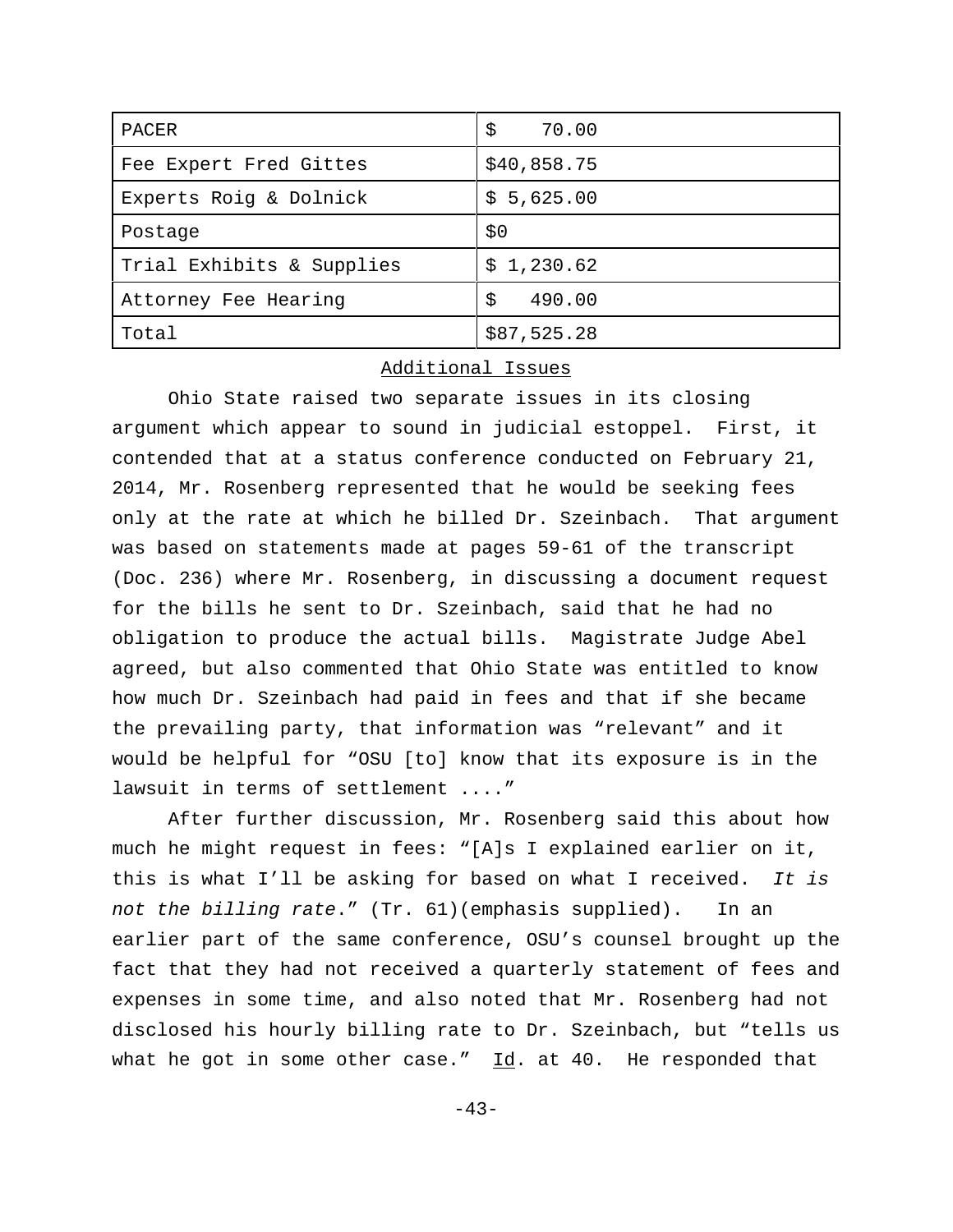| PACER | $ 70.00 |
|---|---|
| Fee Expert Fred Gittes | $40,858.75 |
| Experts Roig & Dolnick | $ 5,625.00 |
| Postage | $0 |
| Trial Exhibits & Supplies | $ 1,230.62 |
| Attorney Fee Hearing | $ 490.00 |
| Total | $87,525.28 |

## Additional Issues

Ohio State raised two separate issues in its closing argument which appear to sound in judicial estoppel. First, it contended that at a status conference conducted on February 21, 2014, Mr. Rosenberg represented that he would be seeking fees only at the rate at which he billed Dr. Szeinbach. That argument was based on statements made at pages 59-61 of the transcript (Doc. 236) where Mr. Rosenberg, in discussing a document request for the bills he sent to Dr. Szeinbach, said that he had no obligation to produce the actual bills. Magistrate Judge Abel agreed, but also commented that Ohio State was entitled to know how much Dr. Szeinbach had paid in fees and that if she became the prevailing party, that information was "relevant" and it would be helpful for "OSU [to] know that its exposure is in the lawsuit in terms of settlement ...."

After further discussion, Mr. Rosenberg said this about how much he might request in fees: "[A]s I explained earlier on it, this is what I'll be asking for based on what I received. *It is not the billing rate*." (Tr. 61)(emphasis supplied). In an earlier part of the same conference, OSU's counsel brought up the fact that they had not received a quarterly statement of fees and expenses in some time, and also noted that Mr. Rosenberg had not disclosed his hourly billing rate to Dr. Szeinbach, but "tells us what he got in some other case." Id. at 40. He responded that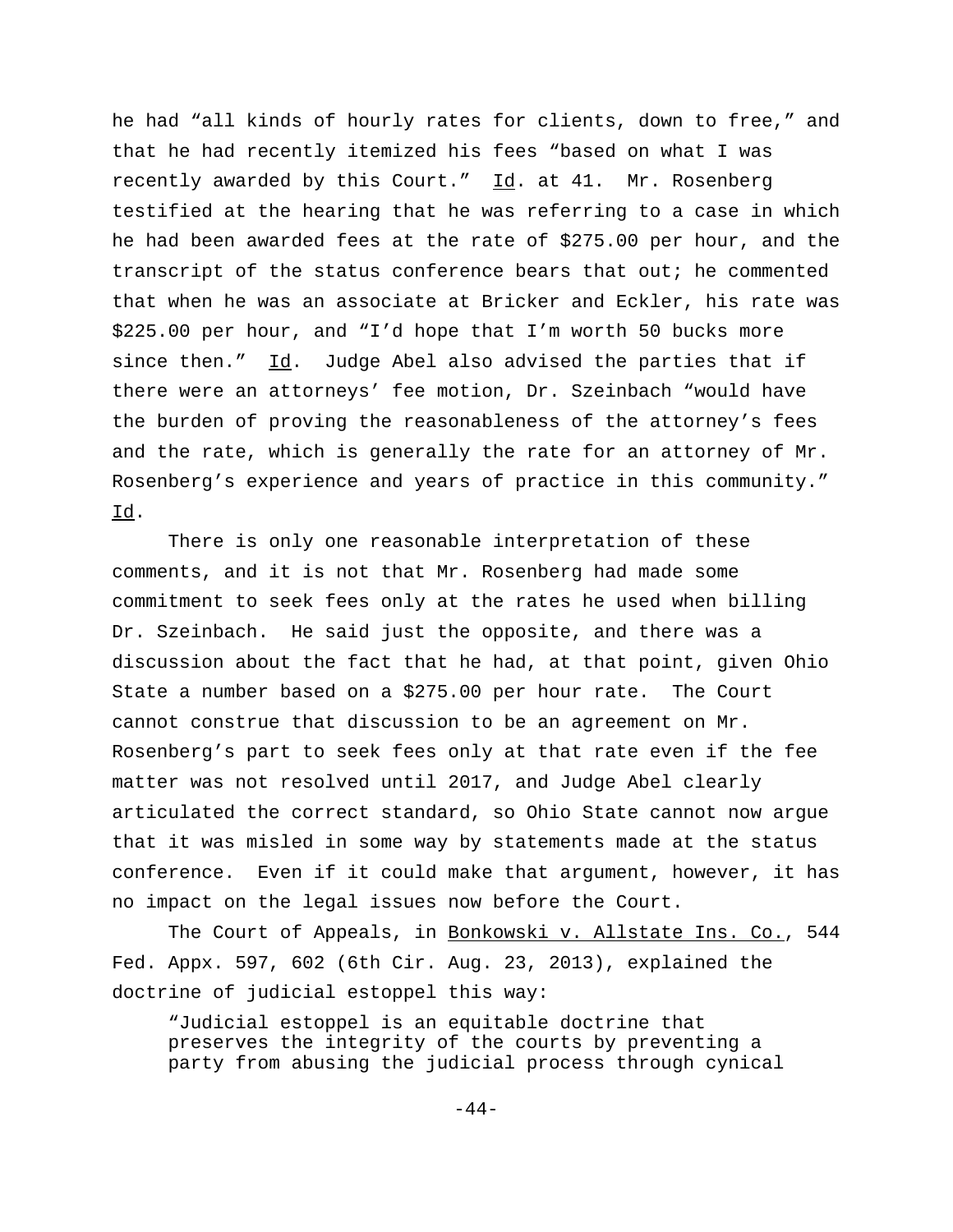he had "all kinds of hourly rates for clients, down to free," and that he had recently itemized his fees "based on what I was recently awarded by this Court." Id. at 41. Mr. Rosenberg testified at the hearing that he was referring to a case in which he had been awarded fees at the rate of $275.00 per hour, and the transcript of the status conference bears that out; he commented that when he was an associate at Bricker and Eckler, his rate was $225.00 per hour, and "I'd hope that I'm worth 50 bucks more since then." Id. Judge Abel also advised the parties that if there were an attorneys' fee motion, Dr. Szeinbach "would have the burden of proving the reasonableness of the attorney's fees and the rate, which is generally the rate for an attorney of Mr. Rosenberg's experience and years of practice in this community." Id.

There is only one reasonable interpretation of these comments, and it is not that Mr. Rosenberg had made some commitment to seek fees only at the rates he used when billing Dr. Szeinbach. He said just the opposite, and there was a discussion about the fact that he had, at that point, given Ohio State a number based on a $275.00 per hour rate. The Court cannot construe that discussion to be an agreement on Mr. Rosenberg's part to seek fees only at that rate even if the fee matter was not resolved until 2017, and Judge Abel clearly articulated the correct standard, so Ohio State cannot now argue that it was misled in some way by statements made at the status conference. Even if it could make that argument, however, it has no impact on the legal issues now before the Court.

The Court of Appeals, in Bonkowski v. Allstate Ins. Co., 544 Fed. Appx. 597, 602 (6th Cir. Aug. 23, 2013), explained the doctrine of judicial estoppel this way:

> "Judicial estoppel is an equitable doctrine that preserves the integrity of the courts by preventing a party from abusing the judicial process through cynical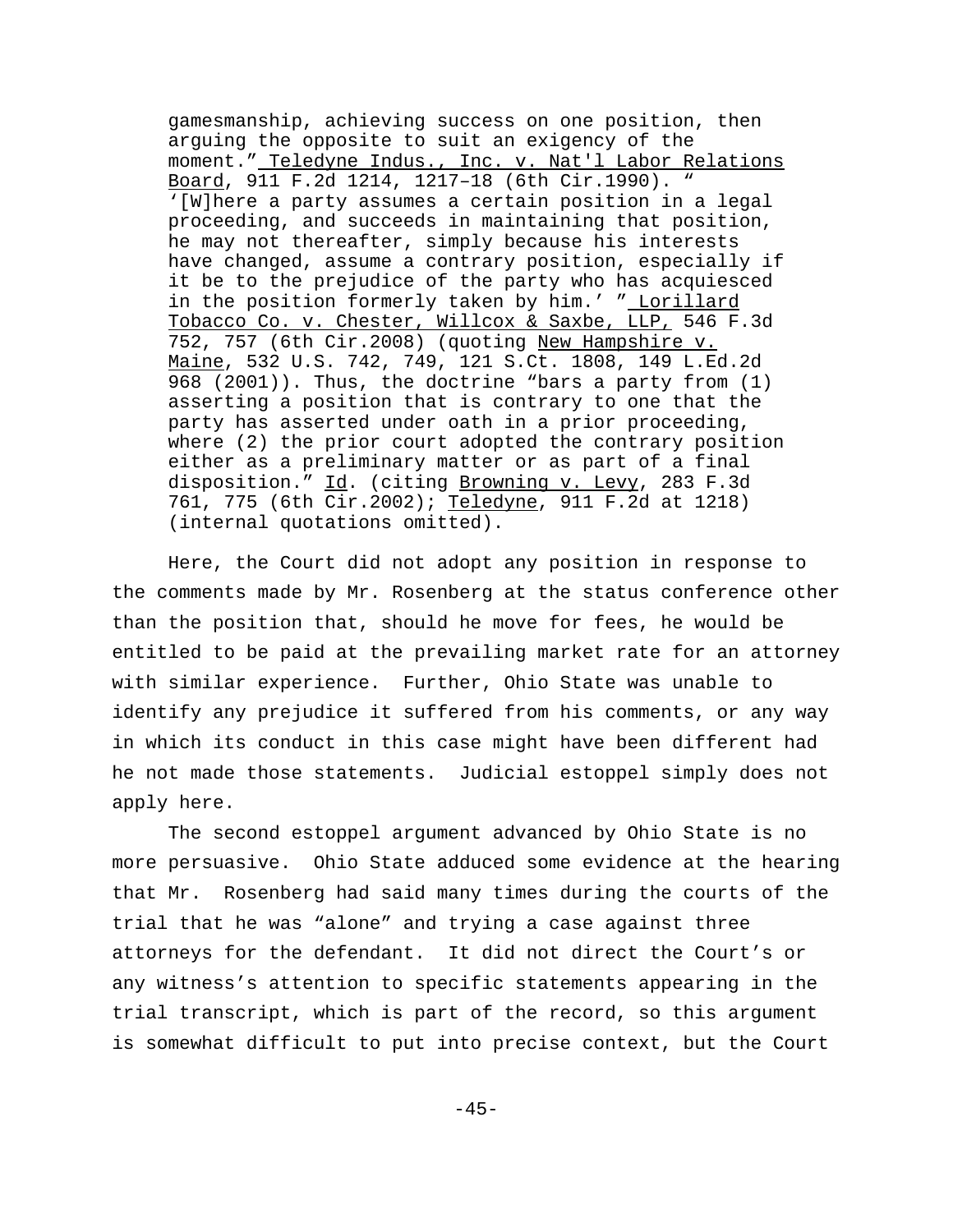> gamesmanship, achieving success on one position, then arguing the opposite to suit an exigency of the moment." Teledyne Indus., Inc. v. Nat'l Labor Relations Board, 911 F.2d 1214, 1217–18 (6th Cir.1990). " '[W]here a party assumes a certain position in a legal proceeding, and succeeds in maintaining that position, he may not thereafter, simply because his interests have changed, assume a contrary position, especially if it be to the prejudice of the party who has acquiesced in the position formerly taken by him.' " Lorillard Tobacco Co. v. Chester, Willcox & Saxbe, LLP, 546 F.3d 752, 757 (6th Cir.2008) (quoting New Hampshire v. Maine, 532 U.S. 742, 749, 121 S.Ct. 1808, 149 L.Ed.2d 968 (2001)). Thus, the doctrine "bars a party from (1) asserting a position that is contrary to one that the party has asserted under oath in a prior proceeding, where (2) the prior court adopted the contrary position either as a preliminary matter or as part of a final disposition." Id. (citing Browning v. Levy, 283 F.3d 761, 775 (6th Cir.2002); Teledyne, 911 F.2d at 1218) (internal quotations omitted).

Here, the Court did not adopt any position in response to the comments made by Mr. Rosenberg at the status conference other than the position that, should he move for fees, he would be entitled to be paid at the prevailing market rate for an attorney with similar experience. Further, Ohio State was unable to identify any prejudice it suffered from his comments, or any way in which its conduct in this case might have been different had he not made those statements. Judicial estoppel simply does not apply here.

The second estoppel argument advanced by Ohio State is no more persuasive. Ohio State adduced some evidence at the hearing that Mr. Rosenberg had said many times during the courts of the trial that he was "alone" and trying a case against three attorneys for the defendant. It did not direct the Court's or any witness's attention to specific statements appearing in the trial transcript, which is part of the record, so this argument is somewhat difficult to put into precise context, but the Court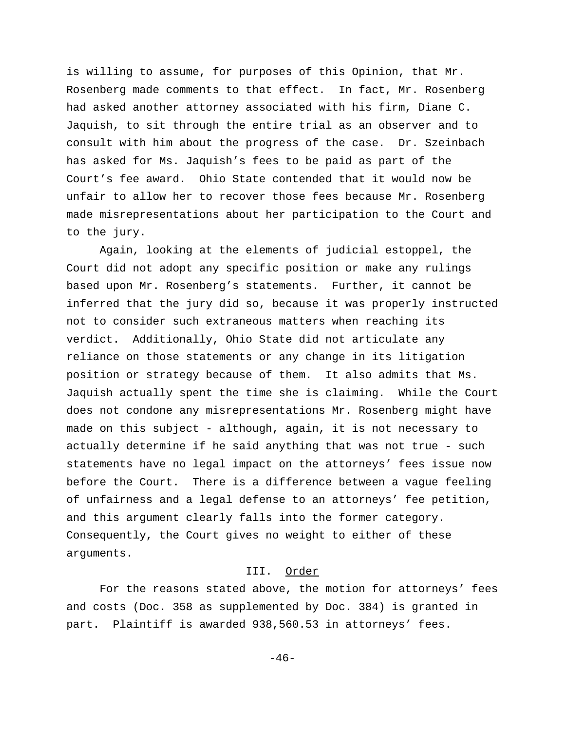is willing to assume, for purposes of this Opinion, that Mr. Rosenberg made comments to that effect. In fact, Mr. Rosenberg had asked another attorney associated with his firm, Diane C. Jaquish, to sit through the entire trial as an observer and to consult with him about the progress of the case. Dr. Szeinbach has asked for Ms. Jaquish's fees to be paid as part of the Court's fee award. Ohio State contended that it would now be unfair to allow her to recover those fees because Mr. Rosenberg made misrepresentations about her participation to the Court and to the jury.

Again, looking at the elements of judicial estoppel, the Court did not adopt any specific position or make any rulings based upon Mr. Rosenberg's statements. Further, it cannot be inferred that the jury did so, because it was properly instructed not to consider such extraneous matters when reaching its verdict. Additionally, Ohio State did not articulate any reliance on those statements or any change in its litigation position or strategy because of them. It also admits that Ms. Jaquish actually spent the time she is claiming. While the Court does not condone any misrepresentations Mr. Rosenberg might have made on this subject - although, again, it is not necessary to actually determine if he said anything that was not true - such statements have no legal impact on the attorneys' fees issue now before the Court. There is a difference between a vague feeling of unfairness and a legal defense to an attorneys' fee petition, and this argument clearly falls into the former category. Consequently, the Court gives no weight to either of these arguments.

## III. Order

For the reasons stated above, the motion for attorneys' fees and costs (Doc. 358 as supplemented by Doc. 384) is granted in part. Plaintiff is awarded 938,560.53 in attorneys' fees.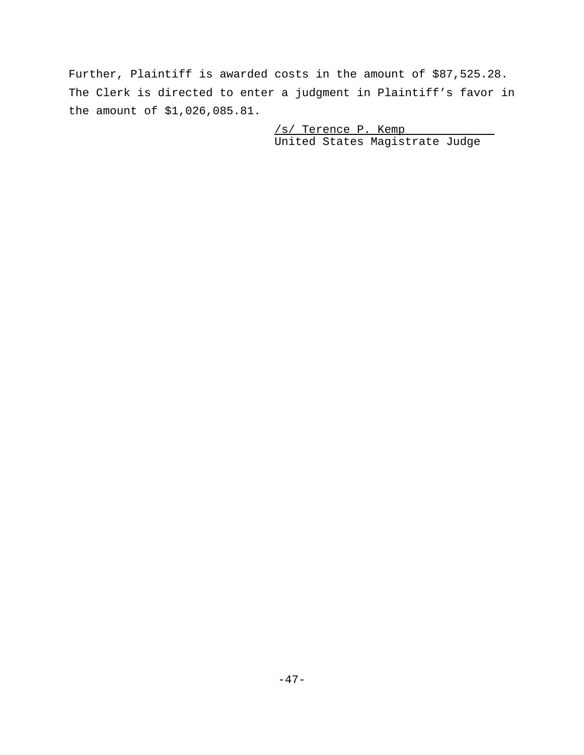Further, Plaintiff is awarded costs in the amount of $87,525.28. The Clerk is directed to enter a judgment in Plaintiff's favor in the amount of $1,026,085.81.

/s/ Terence P. Kemp
United States Magistrate Judge